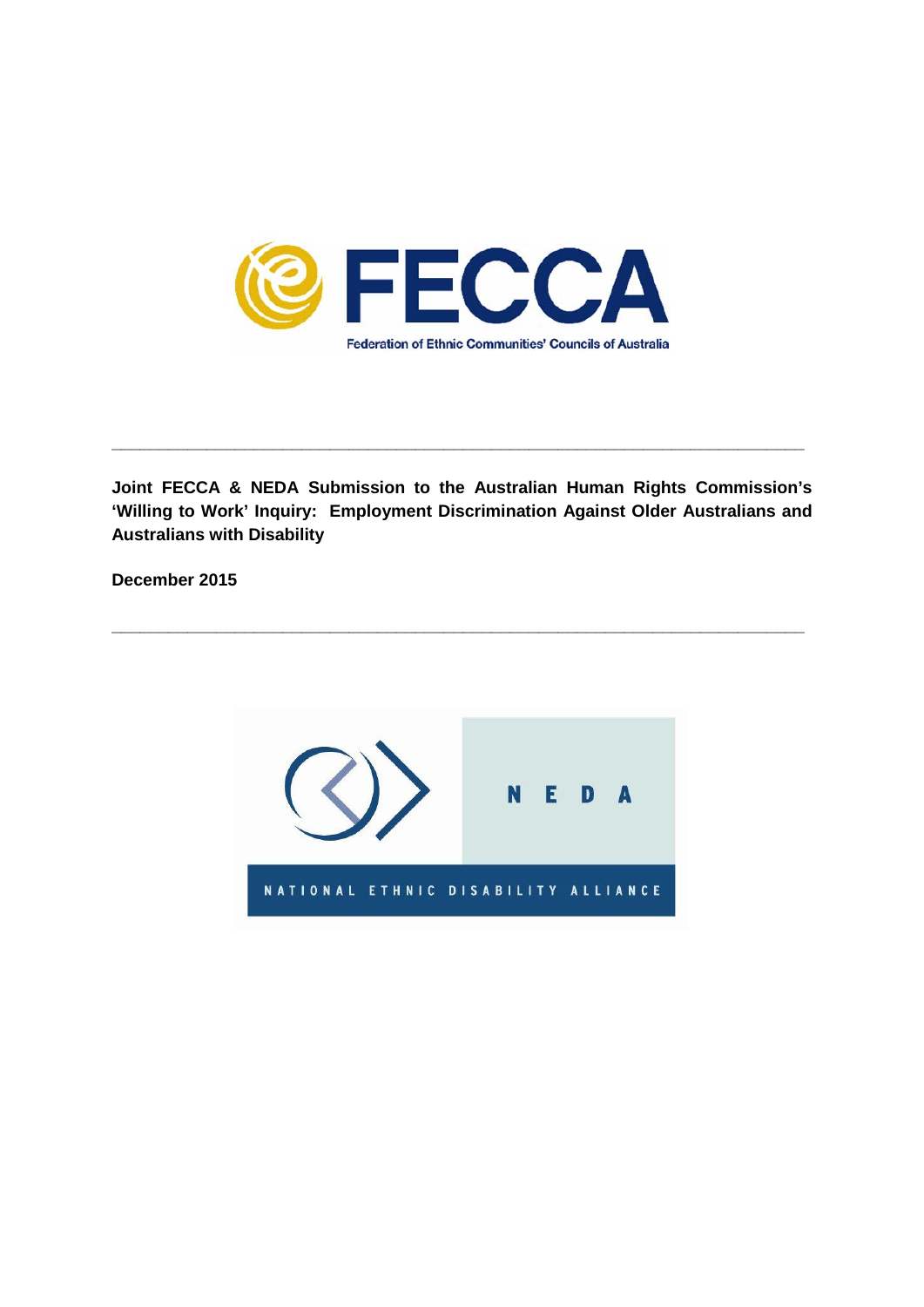FECCA

Federation of Ethnic Communities' Councils of Australia

---

**Joint FECCA & NEDA Submission to the Australian Human Rights Commission's 'Willing to Work' Inquiry: Employment Discrimination Against Older Australians and Australians with Disability**

**December 2015**

---

NEDA

NATIONAL ETHNIC DISABILITY ALLIANCE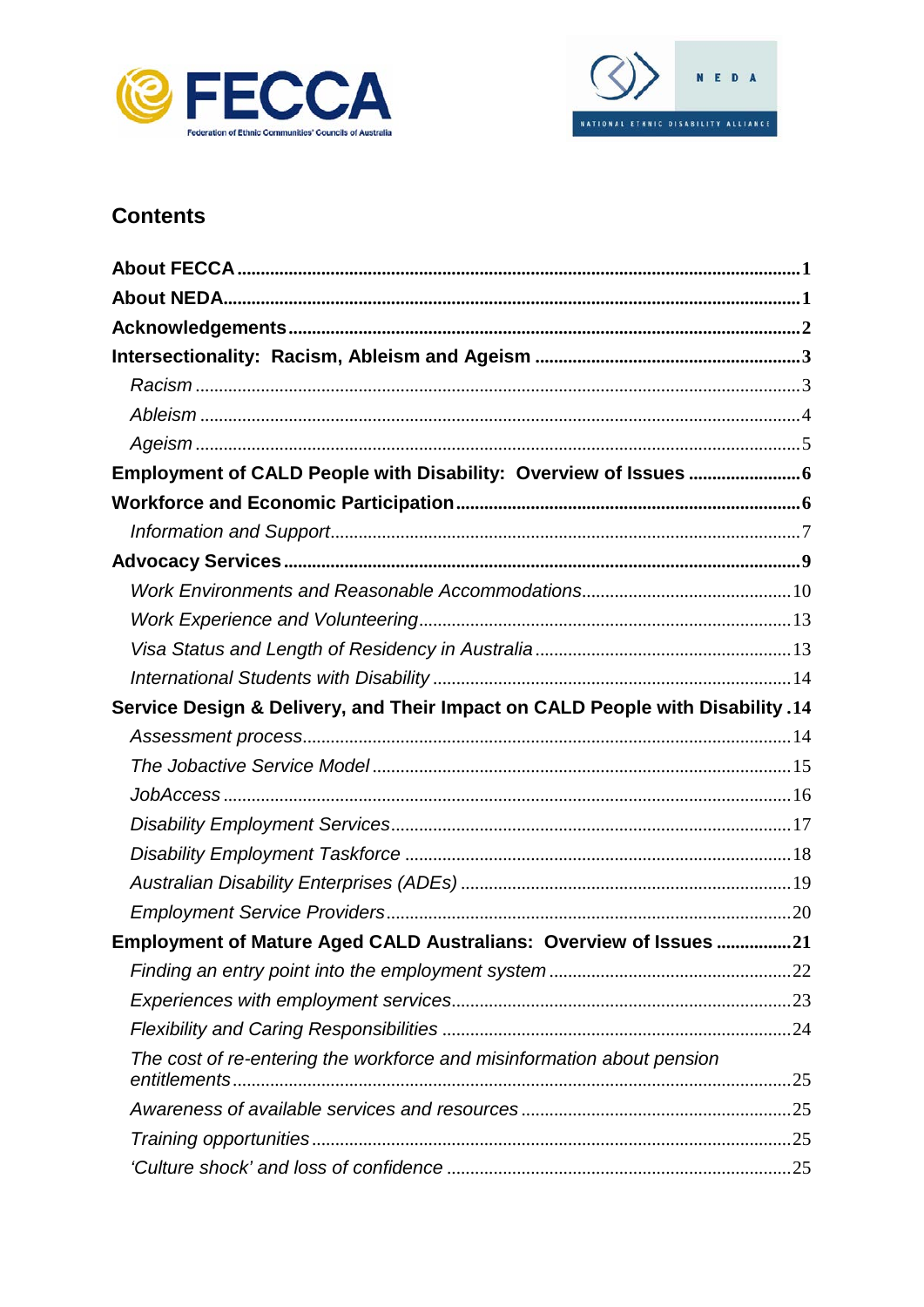## Contents

**About FECCA** .......... 1
**About NEDA** .......... 1
**Acknowledgements** .......... 2
**Intersectionality: Racism, Ableism and Ageism** .......... 3
*Racism* .......... 3
*Ableism* .......... 4
*Ageism* .......... 5
**Employment of CALD People with Disability: Overview of Issues** .......... 6
**Workforce and Economic Participation** .......... 6
*Information and Support* .......... 7
**Advocacy Services** .......... 9
*Work Environments and Reasonable Accommodations* .......... 10
*Work Experience and Volunteering* .......... 13
*Visa Status and Length of Residency in Australia* .......... 13
*International Students with Disability* .......... 14
**Service Design & Delivery, and Their Impact on CALD People with Disability** .......... 14
*Assessment process* .......... 14
*The Jobactive Service Model* .......... 15
*JobAccess* .......... 16
*Disability Employment Services* .......... 17
*Disability Employment Taskforce* .......... 18
*Australian Disability Enterprises (ADEs)* .......... 19
*Employment Service Providers* .......... 20
**Employment of Mature Aged CALD Australians: Overview of Issues** .......... 21
*Finding an entry point into the employment system* .......... 22
*Experiences with employment services* .......... 23
*Flexibility and Caring Responsibilities* .......... 24
*The cost of re-entering the workforce and misinformation about pension entitlements* .......... 25
*Awareness of available services and resources* .......... 25
*Training opportunities* .......... 25
*'Culture shock' and loss of confidence* .......... 25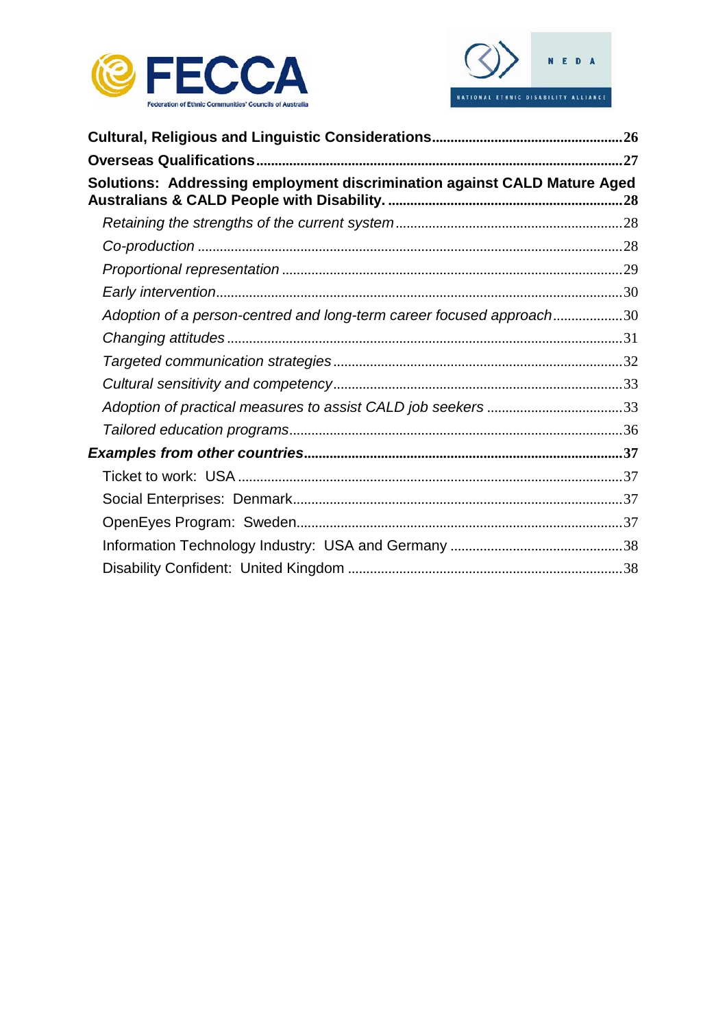**Cultural, Religious and Linguistic Considerations**.......................................................26

**Overseas Qualifications**.......................................................................................................27

**Solutions: Addressing employment discrimination against CALD Mature Aged Australians & CALD People with Disability.** ...........................................................................28

*Retaining the strengths of the current system*.................................................................28

*Co-production* ......................................................................................................................28

*Proportional representation* ..............................................................................................29

*Early intervention*.................................................................................................................30

*Adoption of a person-centred and long-term career focused approach*.......................30

*Changing attitudes* ...............................................................................................................31

*Targeted communication strategies*..................................................................................32

*Cultural sensitivity and competency*..................................................................................33

*Adoption of practical measures to assist CALD job seekers* ........................................33

*Tailored education programs*.............................................................................................36

***Examples from other countries***...........................................................................................37

Ticket to work: USA ...........................................................................................................37

Social Enterprises: Denmark...............................................................................................37

OpenEyes Program: Sweden...............................................................................................37

Information Technology Industry: USA and Germany ......................................................38

Disability Confident: United Kingdom ................................................................................38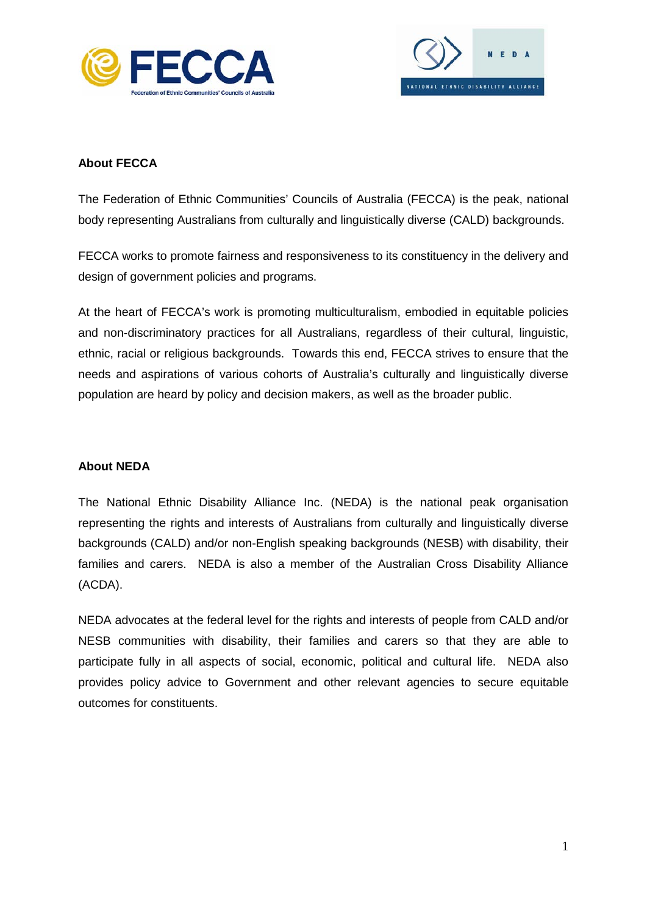## About FECCA

The Federation of Ethnic Communities' Councils of Australia (FECCA) is the peak, national body representing Australians from culturally and linguistically diverse (CALD) backgrounds.

FECCA works to promote fairness and responsiveness to its constituency in the delivery and design of government policies and programs.

At the heart of FECCA's work is promoting multiculturalism, embodied in equitable policies and non-discriminatory practices for all Australians, regardless of their cultural, linguistic, ethnic, racial or religious backgrounds. Towards this end, FECCA strives to ensure that the needs and aspirations of various cohorts of Australia's culturally and linguistically diverse population are heard by policy and decision makers, as well as the broader public.

## About NEDA

The National Ethnic Disability Alliance Inc. (NEDA) is the national peak organisation representing the rights and interests of Australians from culturally and linguistically diverse backgrounds (CALD) and/or non-English speaking backgrounds (NESB) with disability, their families and carers. NEDA is also a member of the Australian Cross Disability Alliance (ACDA).

NEDA advocates at the federal level for the rights and interests of people from CALD and/or NESB communities with disability, their families and carers so that they are able to participate fully in all aspects of social, economic, political and cultural life. NEDA also provides policy advice to Government and other relevant agencies to secure equitable outcomes for constituents.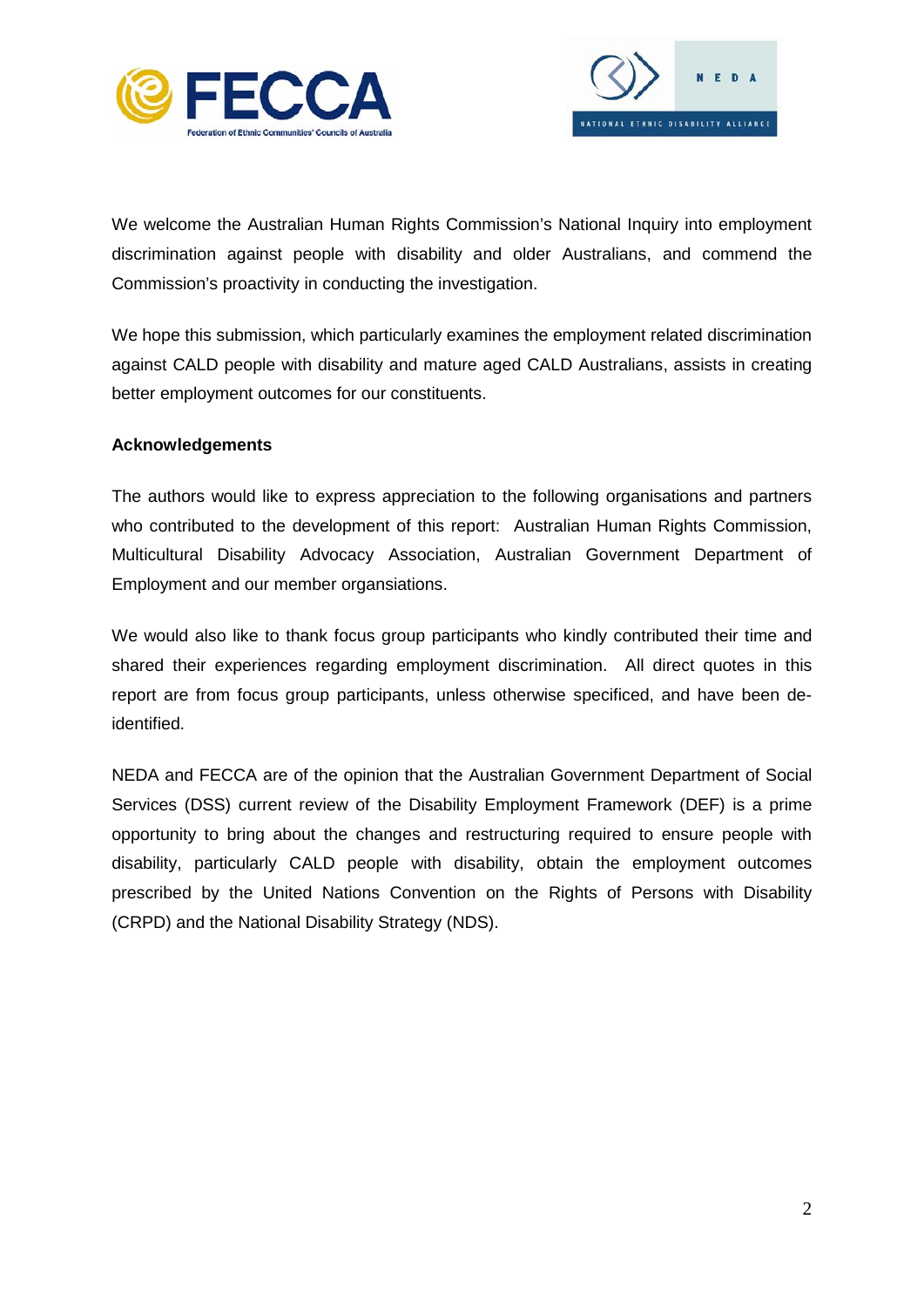We welcome the Australian Human Rights Commission's National Inquiry into employment discrimination against people with disability and older Australians, and commend the Commission's proactivity in conducting the investigation.

We hope this submission, which particularly examines the employment related discrimination against CALD people with disability and mature aged CALD Australians, assists in creating better employment outcomes for our constituents.

**Acknowledgements**

The authors would like to express appreciation to the following organisations and partners who contributed to the development of this report: Australian Human Rights Commission, Multicultural Disability Advocacy Association, Australian Government Department of Employment and our member organsiations.

We would also like to thank focus group participants who kindly contributed their time and shared their experiences regarding employment discrimination. All direct quotes in this report are from focus group participants, unless otherwise specificed, and have been de-identified.

NEDA and FECCA are of the opinion that the Australian Government Department of Social Services (DSS) current review of the Disability Employment Framework (DEF) is a prime opportunity to bring about the changes and restructuring required to ensure people with disability, particularly CALD people with disability, obtain the employment outcomes prescribed by the United Nations Convention on the Rights of Persons with Disability (CRPD) and the National Disability Strategy (NDS).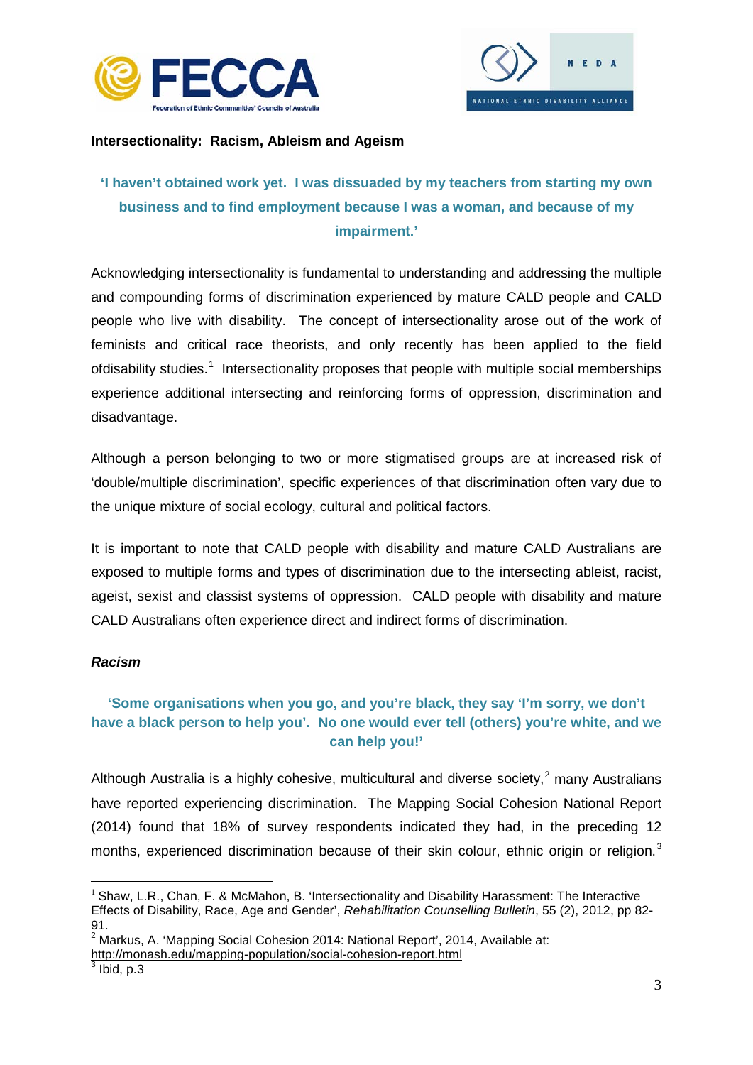**Intersectionality: Racism, Ableism and Ageism**

**'I haven't obtained work yet. I was dissuaded by my teachers from starting my own business and to find employment because I was a woman, and because of my impairment.'**

Acknowledging intersectionality is fundamental to understanding and addressing the multiple and compounding forms of discrimination experienced by mature CALD people and CALD people who live with disability. The concept of intersectionality arose out of the work of feminists and critical race theorists, and only recently has been applied to the field ofdisability studies.[1] Intersectionality proposes that people with multiple social memberships experience additional intersecting and reinforcing forms of oppression, discrimination and disadvantage.

Although a person belonging to two or more stigmatised groups are at increased risk of 'double/multiple discrimination', specific experiences of that discrimination often vary due to the unique mixture of social ecology, cultural and political factors.

It is important to note that CALD people with disability and mature CALD Australians are exposed to multiple forms and types of discrimination due to the intersecting ableist, racist, ageist, sexist and classist systems of oppression. CALD people with disability and mature CALD Australians often experience direct and indirect forms of discrimination.

***Racism***

**'Some organisations when you go, and you're black, they say 'I'm sorry, we don't have a black person to help you'. No one would ever tell (others) you're white, and we can help you!'**

Although Australia is a highly cohesive, multicultural and diverse society,[2] many Australians have reported experiencing discrimination. The Mapping Social Cohesion National Report (2014) found that 18% of survey respondents indicated they had, in the preceding 12 months, experienced discrimination because of their skin colour, ethnic origin or religion.[3]

---

[1] Shaw, L.R., Chan, F. & McMahon, B. 'Intersectionality and Disability Harassment: The Interactive Effects of Disability, Race, Age and Gender', *Rehabilitation Counselling Bulletin*, 55 (2), 2012, pp 82-91.

[2] Markus, A. 'Mapping Social Cohesion 2014: National Report', 2014, Available at: http://monash.edu/mapping-population/social-cohesion-report.html

[3] Ibid, p.3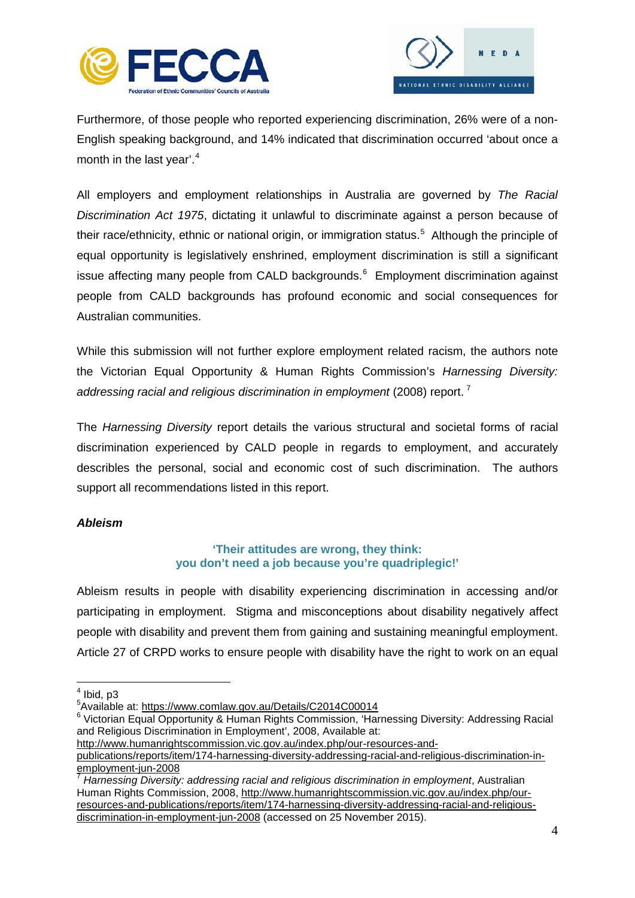Furthermore, of those people who reported experiencing discrimination, 26% were of a non-English speaking background, and 14% indicated that discrimination occurred 'about once a month in the last year'.[4]

All employers and employment relationships in Australia are governed by *The Racial Discrimination Act 1975*, dictating it unlawful to discriminate against a person because of their race/ethnicity, ethnic or national origin, or immigration status.[5] Although the principle of equal opportunity is legislatively enshrined, employment discrimination is still a significant issue affecting many people from CALD backgrounds.[6] Employment discrimination against people from CALD backgrounds has profound economic and social consequences for Australian communities.

While this submission will not further explore employment related racism, the authors note the Victorian Equal Opportunity & Human Rights Commission's *Harnessing Diversity: addressing racial and religious discrimination in employment* (2008) report.[7]

The *Harnessing Diversity* report details the various structural and societal forms of racial discrimination experienced by CALD people in regards to employment, and accurately describles the personal, social and economic cost of such discrimination. The authors support all recommendations listed in this report.

***Ableism***

**'Their attitudes are wrong, they think:
you don't need a job because you're quadriplegic!'**

Ableism results in people with disability experiencing discrimination in accessing and/or participating in employment. Stigma and misconceptions about disability negatively affect people with disability and prevent them from gaining and sustaining meaningful employment. Article 27 of CRPD works to ensure people with disability have the right to work on an equal

---

[4] Ibid, p3

[5] Available at: https://www.comlaw.gov.au/Details/C2014C00014

[6] Victorian Equal Opportunity & Human Rights Commission, 'Harnessing Diversity: Addressing Racial and Religious Discrimination in Employment', 2008, Available at: http://www.humanrightscommission.vic.gov.au/index.php/our-resources-and-publications/reports/item/174-harnessing-diversity-addressing-racial-and-religious-discrimination-in-employment-jun-2008

[7] *Harnessing Diversity: addressing racial and religious discrimination in employment*, Australian Human Rights Commission, 2008, http://www.humanrightscommission.vic.gov.au/index.php/our-resources-and-publications/reports/item/174-harnessing-diversity-addressing-racial-and-religious-discrimination-in-employment-jun-2008 (accessed on 25 November 2015).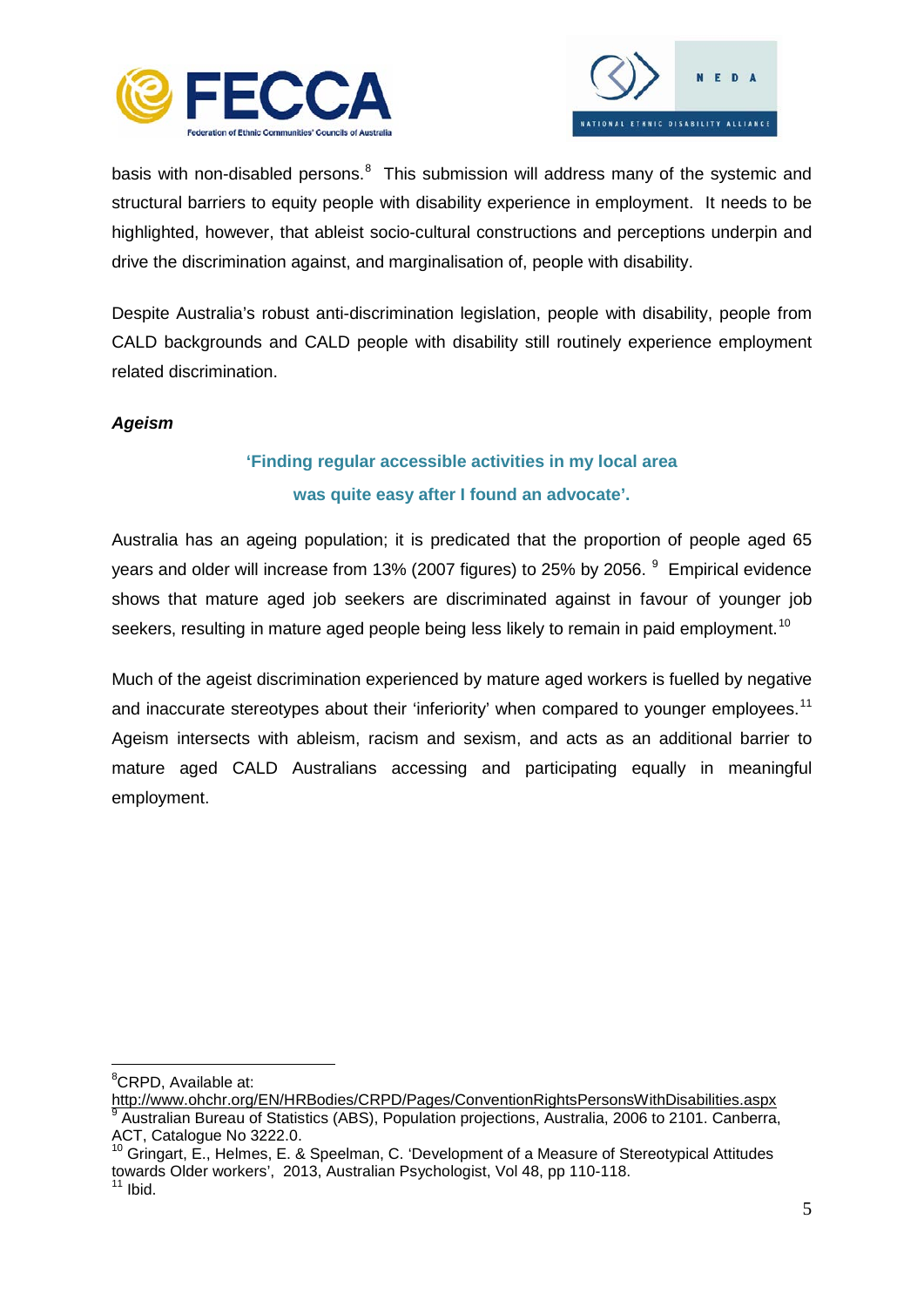basis with non-disabled persons.[8] This submission will address many of the systemic and structural barriers to equity people with disability experience in employment. It needs to be highlighted, however, that ableist socio-cultural constructions and perceptions underpin and drive the discrimination against, and marginalisation of, people with disability.

Despite Australia's robust anti-discrimination legislation, people with disability, people from CALD backgrounds and CALD people with disability still routinely experience employment related discrimination.

***Ageism***

**'Finding regular accessible activities in my local area was quite easy after I found an advocate'.**

Australia has an ageing population; it is predicated that the proportion of people aged 65 years and older will increase from 13% (2007 figures) to 25% by 2056. [9] Empirical evidence shows that mature aged job seekers are discriminated against in favour of younger job seekers, resulting in mature aged people being less likely to remain in paid employment.[10]

Much of the ageist discrimination experienced by mature aged workers is fuelled by negative and inaccurate stereotypes about their 'inferiority' when compared to younger employees.[11] Ageism intersects with ableism, racism and sexism, and acts as an additional barrier to mature aged CALD Australians accessing and participating equally in meaningful employment.

---

[8] CRPD, Available at: http://www.ohchr.org/EN/HRBodies/CRPD/Pages/ConventionRightsPersonsWithDisabilities.aspx

[9] Australian Bureau of Statistics (ABS), Population projections, Australia, 2006 to 2101. Canberra, ACT, Catalogue No 3222.0.

[10] Gringart, E., Helmes, E. & Speelman, C. 'Development of a Measure of Stereotypical Attitudes towards Older workers', 2013, Australian Psychologist, Vol 48, pp 110-118.

[11] Ibid.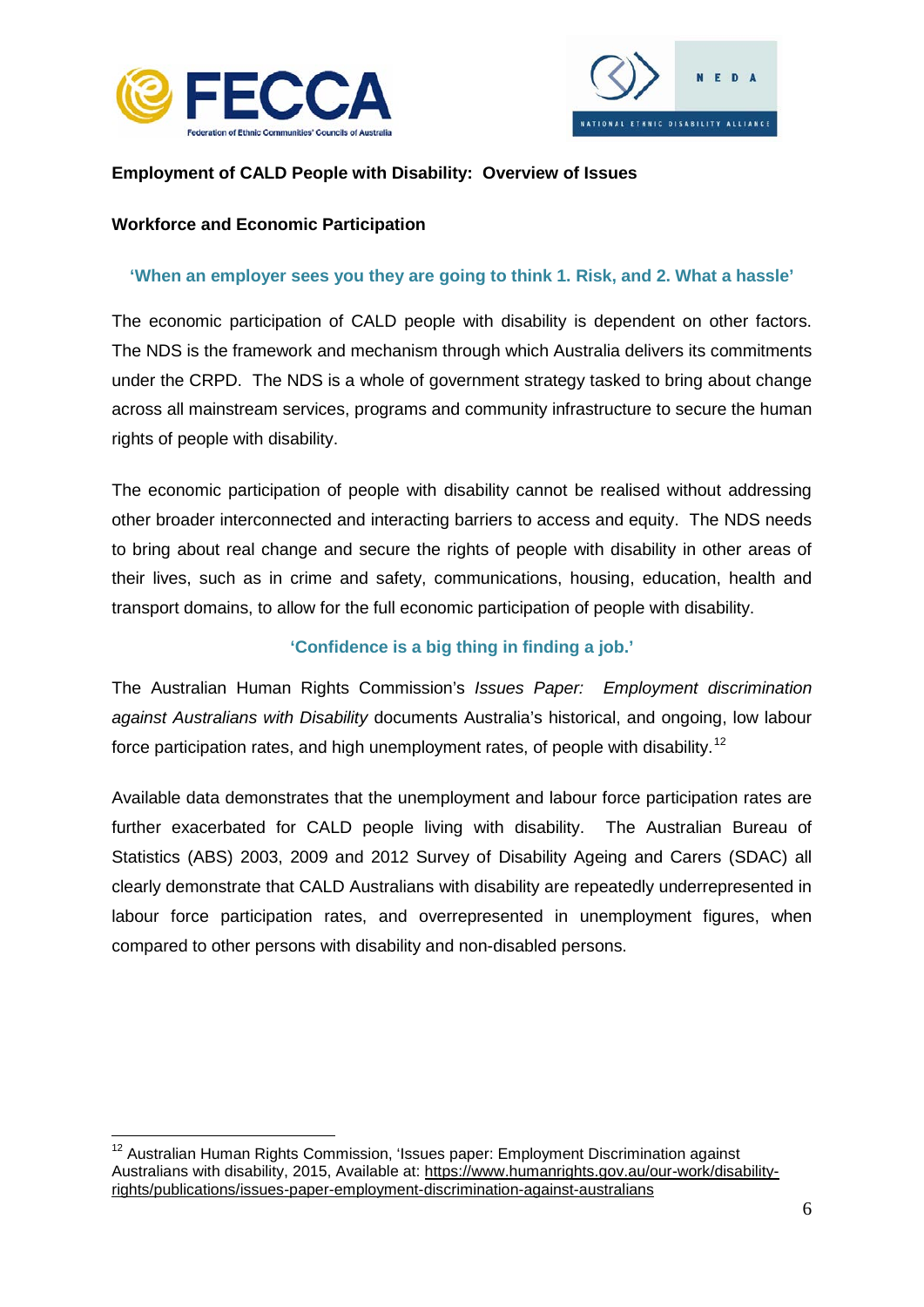**Employment of CALD People with Disability: Overview of Issues**

**Workforce and Economic Participation**

**'When an employer sees you they are going to think 1. Risk, and 2. What a hassle'**

The economic participation of CALD people with disability is dependent on other factors. The NDS is the framework and mechanism through which Australia delivers its commitments under the CRPD. The NDS is a whole of government strategy tasked to bring about change across all mainstream services, programs and community infrastructure to secure the human rights of people with disability.

The economic participation of people with disability cannot be realised without addressing other broader interconnected and interacting barriers to access and equity. The NDS needs to bring about real change and secure the rights of people with disability in other areas of their lives, such as in crime and safety, communications, housing, education, health and transport domains, to allow for the full economic participation of people with disability.

**'Confidence is a big thing in finding a job.'**

The Australian Human Rights Commission's *Issues Paper: Employment discrimination against Australians with Disability* documents Australia's historical, and ongoing, low labour force participation rates, and high unemployment rates, of people with disability.[12]

Available data demonstrates that the unemployment and labour force participation rates are further exacerbated for CALD people living with disability. The Australian Bureau of Statistics (ABS) 2003, 2009 and 2012 Survey of Disability Ageing and Carers (SDAC) all clearly demonstrate that CALD Australians with disability are repeatedly underrepresented in labour force participation rates, and overrepresented in unemployment figures, when compared to other persons with disability and non-disabled persons.

---

[12] Australian Human Rights Commission, 'Issues paper: Employment Discrimination against Australians with disability, 2015, Available at: https://www.humanrights.gov.au/our-work/disability-rights/publications/issues-paper-employment-discrimination-against-australians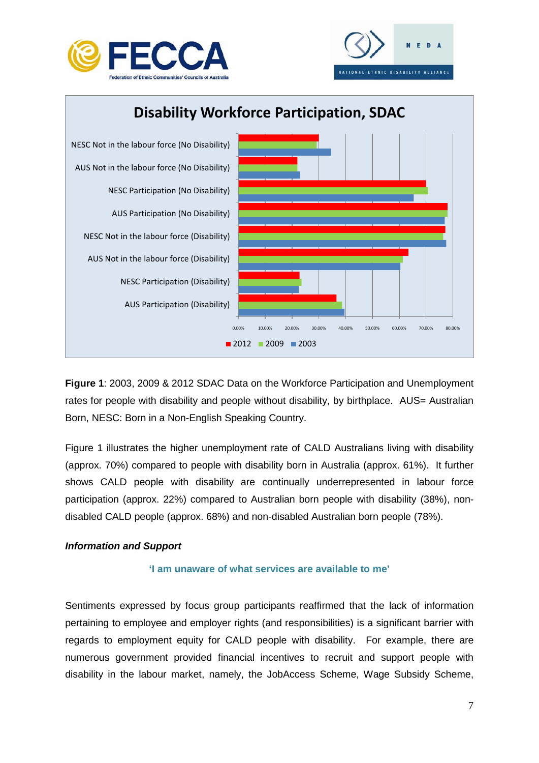**Disability Workforce Participation, SDAC**

| | 2012 | 2009 | 2003 |
|---|---|---|---|
| NESC Not in the labour force (No Disability) | | | |
| AUS Not in the labour force (No Disability) | | | |
| NESC Participation (No Disability) | | | |
| AUS Participation (No Disability) | | | |
| NESC Not in the labour force (Disability) | | | |
| AUS Not in the labour force (Disability) | | | |
| NESC Participation (Disability) | | | |
| AUS Participation (Disability) | | | |

**Figure 1**: 2003, 2009 & 2012 SDAC Data on the Workforce Participation and Unemployment rates for people with disability and people without disability, by birthplace. AUS= Australian Born, NESC: Born in a Non-English Speaking Country.

Figure 1 illustrates the higher unemployment rate of CALD Australians living with disability (approx. 70%) compared to people with disability born in Australia (approx. 61%). It further shows CALD people with disability are continually underrepresented in labour force participation (approx. 22%) compared to Australian born people with disability (38%), non-disabled CALD people (approx. 68%) and non-disabled Australian born people (78%).

***Information and Support***

**'I am unaware of what services are available to me'**

Sentiments expressed by focus group participants reaffirmed that the lack of information pertaining to employee and employer rights (and responsibilities) is a significant barrier with regards to employment equity for CALD people with disability. For example, there are numerous government provided financial incentives to recruit and support people with disability in the labour market, namely, the JobAccess Scheme, Wage Subsidy Scheme,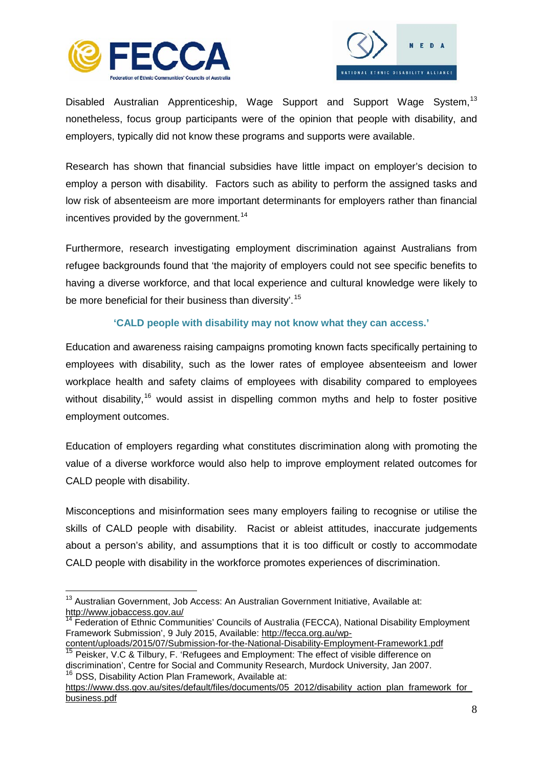Disabled Australian Apprenticeship, Wage Support and Support Wage System,[13] nonetheless, focus group participants were of the opinion that people with disability, and employers, typically did not know these programs and supports were available.

Research has shown that financial subsidies have little impact on employer's decision to employ a person with disability. Factors such as ability to perform the assigned tasks and low risk of absenteeism are more important determinants for employers rather than financial incentives provided by the government.[14]

Furthermore, research investigating employment discrimination against Australians from refugee backgrounds found that 'the majority of employers could not see specific benefits to having a diverse workforce, and that local experience and cultural knowledge were likely to be more beneficial for their business than diversity'.[15]

**'CALD people with disability may not know what they can access.'**

Education and awareness raising campaigns promoting known facts specifically pertaining to employees with disability, such as the lower rates of employee absenteeism and lower workplace health and safety claims of employees with disability compared to employees without disability,[16] would assist in dispelling common myths and help to foster positive employment outcomes.

Education of employers regarding what constitutes discrimination along with promoting the value of a diverse workforce would also help to improve employment related outcomes for CALD people with disability.

Misconceptions and misinformation sees many employers failing to recognise or utilise the skills of CALD people with disability. Racist or ableist attitudes, inaccurate judgements about a person's ability, and assumptions that it is too difficult or costly to accommodate CALD people with disability in the workforce promotes experiences of discrimination.

---

[13] Australian Government, Job Access: An Australian Government Initiative, Available at: http://www.jobaccess.gov.au/

[14] Federation of Ethnic Communities' Councils of Australia (FECCA), National Disability Employment Framework Submission', 9 July 2015, Available: http://fecca.org.au/wp-content/uploads/2015/07/Submission-for-the-National-Disability-Employment-Framework1.pdf

[15] Peisker, V.C & Tilbury, F. 'Refugees and Employment: The effect of visible difference on discrimination', Centre for Social and Community Research, Murdock University, Jan 2007.

[16] DSS, Disability Action Plan Framework, Available at: https://www.dss.gov.au/sites/default/files/documents/05_2012/disability_action_plan_framework_for_business.pdf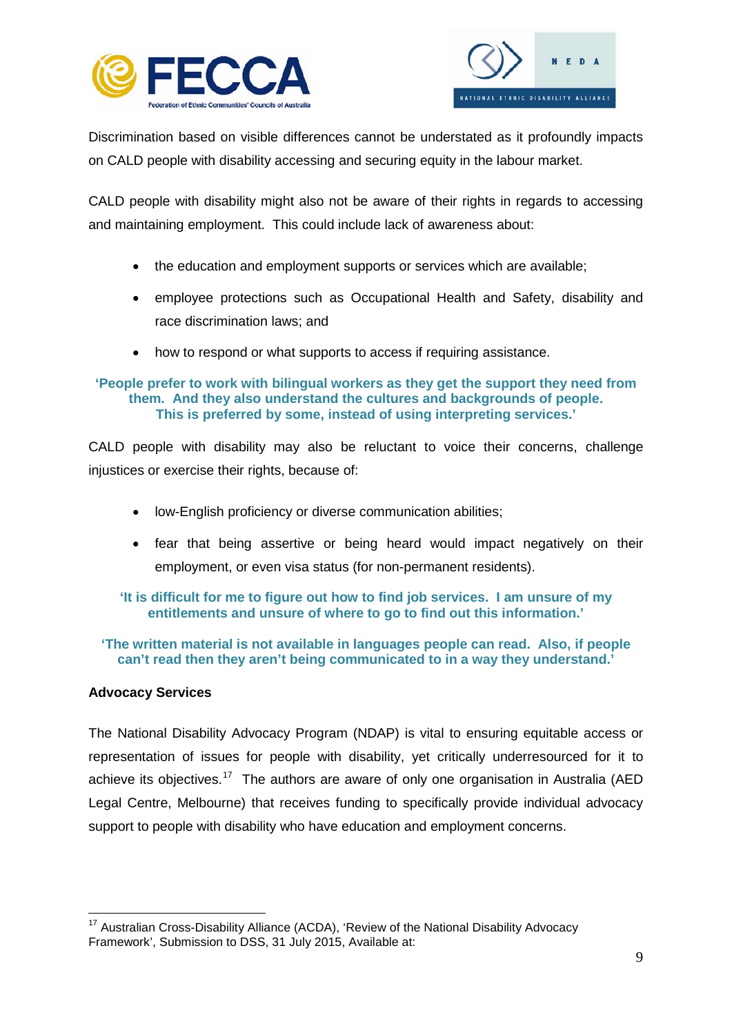Discrimination based on visible differences cannot be understated as it profoundly impacts on CALD people with disability accessing and securing equity in the labour market.

CALD people with disability might also not be aware of their rights in regards to accessing and maintaining employment. This could include lack of awareness about:

- the education and employment supports or services which are available;
- employee protections such as Occupational Health and Safety, disability and race discrimination laws; and
- how to respond or what supports to access if requiring assistance.

> **'People prefer to work with bilingual workers as they get the support they need from them. And they also understand the cultures and backgrounds of people. This is preferred by some, instead of using interpreting services.'**

CALD people with disability may also be reluctant to voice their concerns, challenge injustices or exercise their rights, because of:

- low-English proficiency or diverse communication abilities;
- fear that being assertive or being heard would impact negatively on their employment, or even visa status (for non-permanent residents).

> **'It is difficult for me to figure out how to find job services. I am unsure of my entitlements and unsure of where to go to find out this information.'**

> **'The written material is not available in languages people can read. Also, if people can't read then they aren't being communicated to in a way they understand.'**

**Advocacy Services**

The National Disability Advocacy Program (NDAP) is vital to ensuring equitable access or representation of issues for people with disability, yet critically underresourced for it to achieve its objectives.[17] The authors are aware of only one organisation in Australia (AED Legal Centre, Melbourne) that receives funding to specifically provide individual advocacy support to people with disability who have education and employment concerns.

---

[17] Australian Cross-Disability Alliance (ACDA), 'Review of the National Disability Advocacy Framework', Submission to DSS, 31 July 2015, Available at: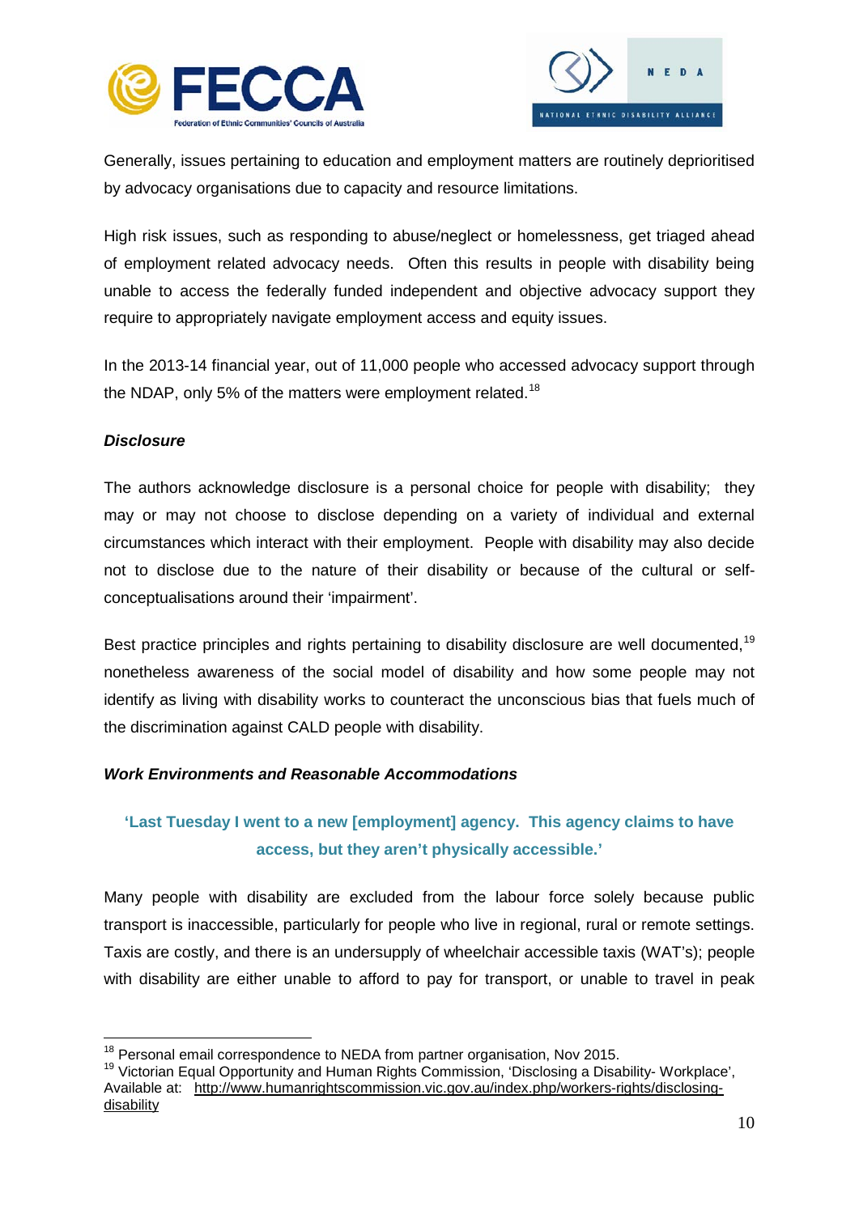Generally, issues pertaining to education and employment matters are routinely deprioritised by advocacy organisations due to capacity and resource limitations.

High risk issues, such as responding to abuse/neglect or homelessness, get triaged ahead of employment related advocacy needs. Often this results in people with disability being unable to access the federally funded independent and objective advocacy support they require to appropriately navigate employment access and equity issues.

In the 2013-14 financial year, out of 11,000 people who accessed advocacy support through the NDAP, only 5% of the matters were employment related.[18]

***Disclosure***

The authors acknowledge disclosure is a personal choice for people with disability; they may or may not choose to disclose depending on a variety of individual and external circumstances which interact with their employment. People with disability may also decide not to disclose due to the nature of their disability or because of the cultural or self-conceptualisations around their 'impairment'.

Best practice principles and rights pertaining to disability disclosure are well documented,[19] nonetheless awareness of the social model of disability and how some people may not identify as living with disability works to counteract the unconscious bias that fuels much of the discrimination against CALD people with disability.

***Work Environments and Reasonable Accommodations***

> **'Last Tuesday I went to a new [employment] agency. This agency claims to have access, but they aren't physically accessible.'**

Many people with disability are excluded from the labour force solely because public transport is inaccessible, particularly for people who live in regional, rural or remote settings. Taxis are costly, and there is an undersupply of wheelchair accessible taxis (WAT's); people with disability are either unable to afford to pay for transport, or unable to travel in peak

---

[18] Personal email correspondence to NEDA from partner organisation, Nov 2015.

[19] Victorian Equal Opportunity and Human Rights Commission, 'Disclosing a Disability- Workplace', Available at: http://www.humanrightscommission.vic.gov.au/index.php/workers-rights/disclosing-disability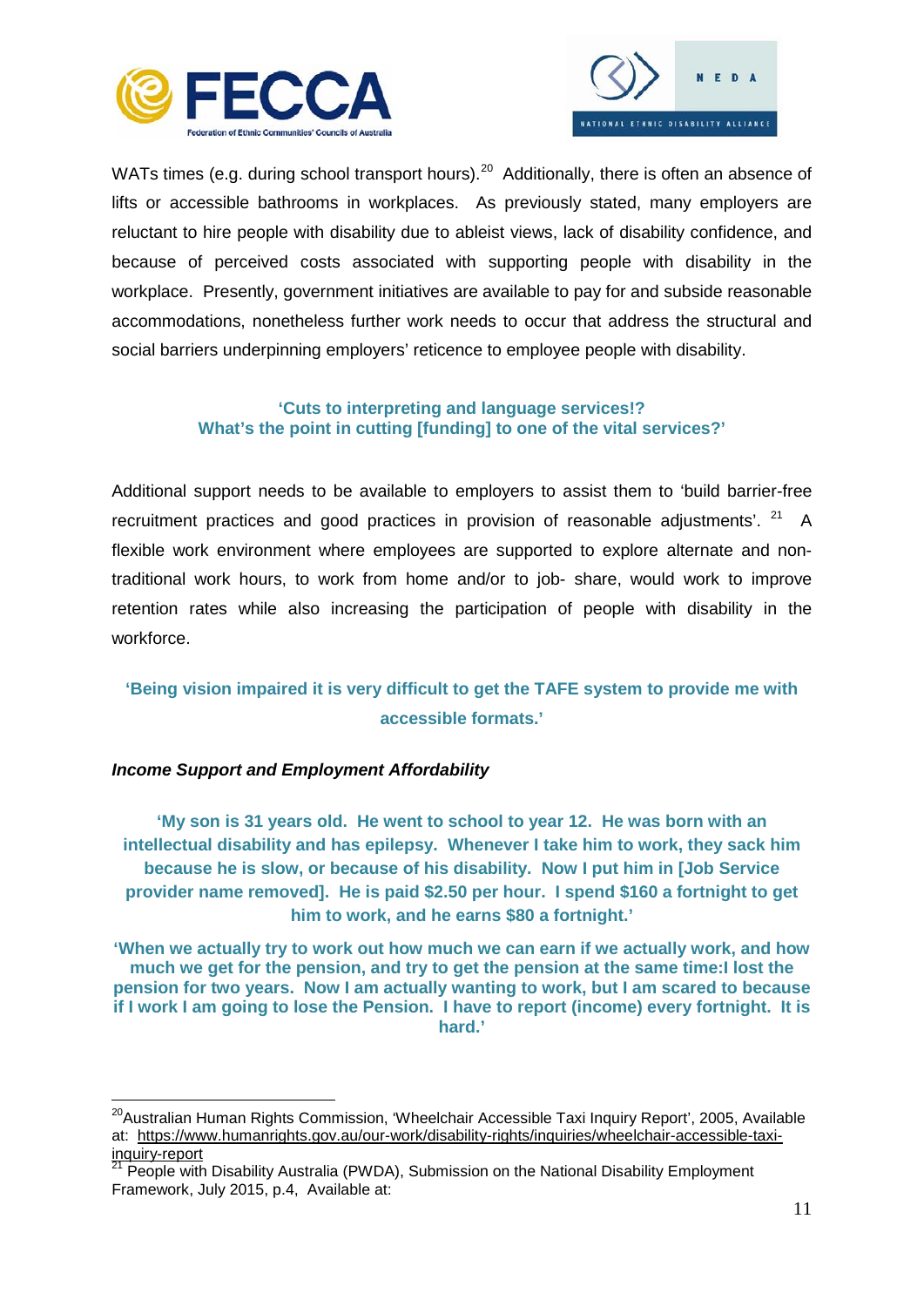WATs times (e.g. during school transport hours).[20] Additionally, there is often an absence of lifts or accessible bathrooms in workplaces. As previously stated, many employers are reluctant to hire people with disability due to ableist views, lack of disability confidence, and because of perceived costs associated with supporting people with disability in the workplace. Presently, government initiatives are available to pay for and subside reasonable accommodations, nonetheless further work needs to occur that address the structural and social barriers underpinning employers' reticence to employee people with disability.

**'Cuts to interpreting and language services!?**
**What's the point in cutting [funding] to one of the vital services?'**

Additional support needs to be available to employers to assist them to 'build barrier-free recruitment practices and good practices in provision of reasonable adjustments'. [21] A flexible work environment where employees are supported to explore alternate and non-traditional work hours, to work from home and/or to job- share, would work to improve retention rates while also increasing the participation of people with disability in the workforce.

**'Being vision impaired it is very difficult to get the TAFE system to provide me with accessible formats.'**

***Income Support and Employment Affordability***

**'My son is 31 years old. He went to school to year 12. He was born with an intellectual disability and has epilepsy. Whenever I take him to work, they sack him because he is slow, or because of his disability. Now I put him in [Job Service provider name removed]. He is paid $2.50 per hour. I spend $160 a fortnight to get him to work, and he earns $80 a fortnight.'**

**'When we actually try to work out how much we can earn if we actually work, and how much we get for the pension, and try to get the pension at the same time:I lost the pension for two years. Now I am actually wanting to work, but I am scared to because if I work I am going to lose the Pension. I have to report (income) every fortnight. It is hard.'**

---

[20] Australian Human Rights Commission, 'Wheelchair Accessible Taxi Inquiry Report', 2005, Available at: https://www.humanrights.gov.au/our-work/disability-rights/inquiries/wheelchair-accessible-taxi-inquiry-report

[21] People with Disability Australia (PWDA), Submission on the National Disability Employment Framework, July 2015, p.4, Available at: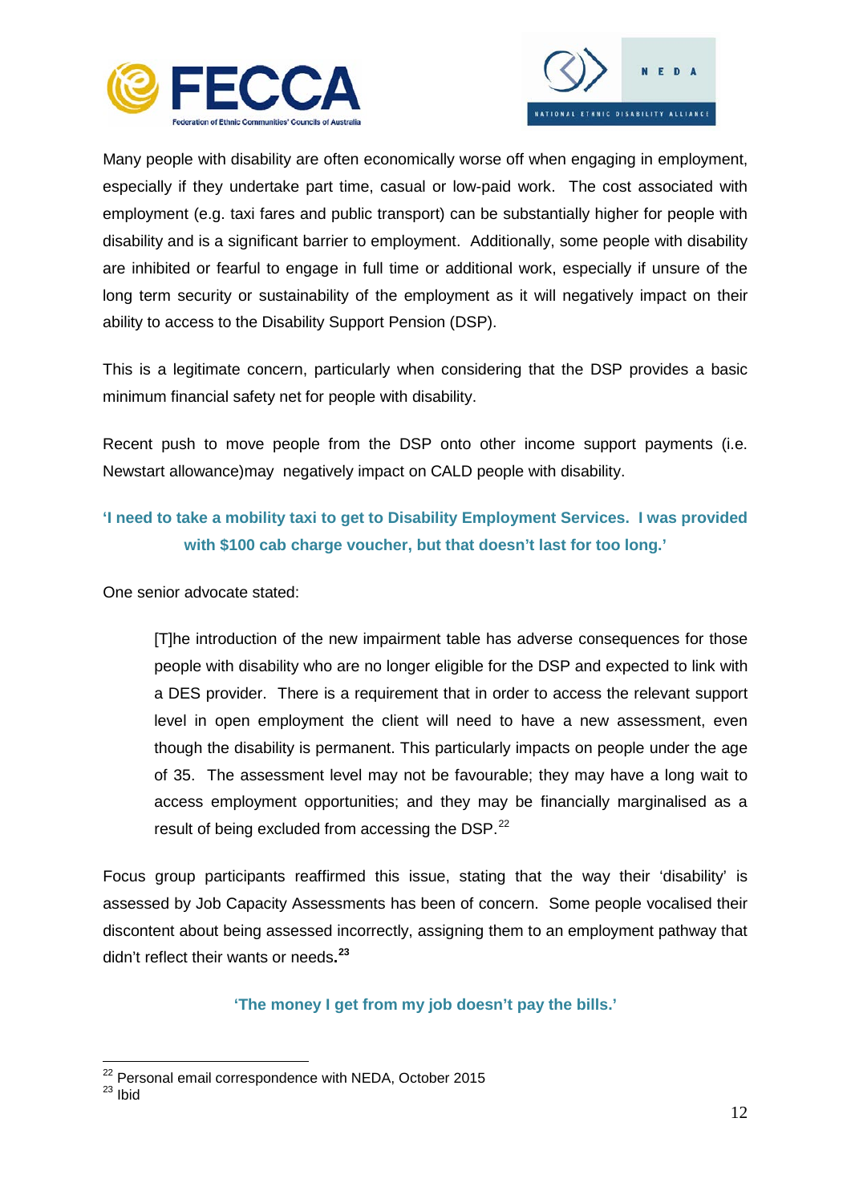Many people with disability are often economically worse off when engaging in employment, especially if they undertake part time, casual or low-paid work. The cost associated with employment (e.g. taxi fares and public transport) can be substantially higher for people with disability and is a significant barrier to employment. Additionally, some people with disability are inhibited or fearful to engage in full time or additional work, especially if unsure of the long term security or sustainability of the employment as it will negatively impact on their ability to access to the Disability Support Pension (DSP).

This is a legitimate concern, particularly when considering that the DSP provides a basic minimum financial safety net for people with disability.

Recent push to move people from the DSP onto other income support payments (i.e. Newstart allowance)may negatively impact on CALD people with disability.

**'I need to take a mobility taxi to get to Disability Employment Services. I was provided with $100 cab charge voucher, but that doesn't last for too long.'**

One senior advocate stated:

> [T]he introduction of the new impairment table has adverse consequences for those people with disability who are no longer eligible for the DSP and expected to link with a DES provider. There is a requirement that in order to access the relevant support level in open employment the client will need to have a new assessment, even though the disability is permanent. This particularly impacts on people under the age of 35. The assessment level may not be favourable; they may have a long wait to access employment opportunities; and they may be financially marginalised as a result of being excluded from accessing the DSP.[22]

Focus group participants reaffirmed this issue, stating that the way their 'disability' is assessed by Job Capacity Assessments has been of concern. Some people vocalised their discontent about being assessed incorrectly, assigning them to an employment pathway that didn't reflect their wants or needs.[23]

**'The money I get from my job doesn't pay the bills.'**

---

[22] Personal email correspondence with NEDA, October 2015

[23] Ibid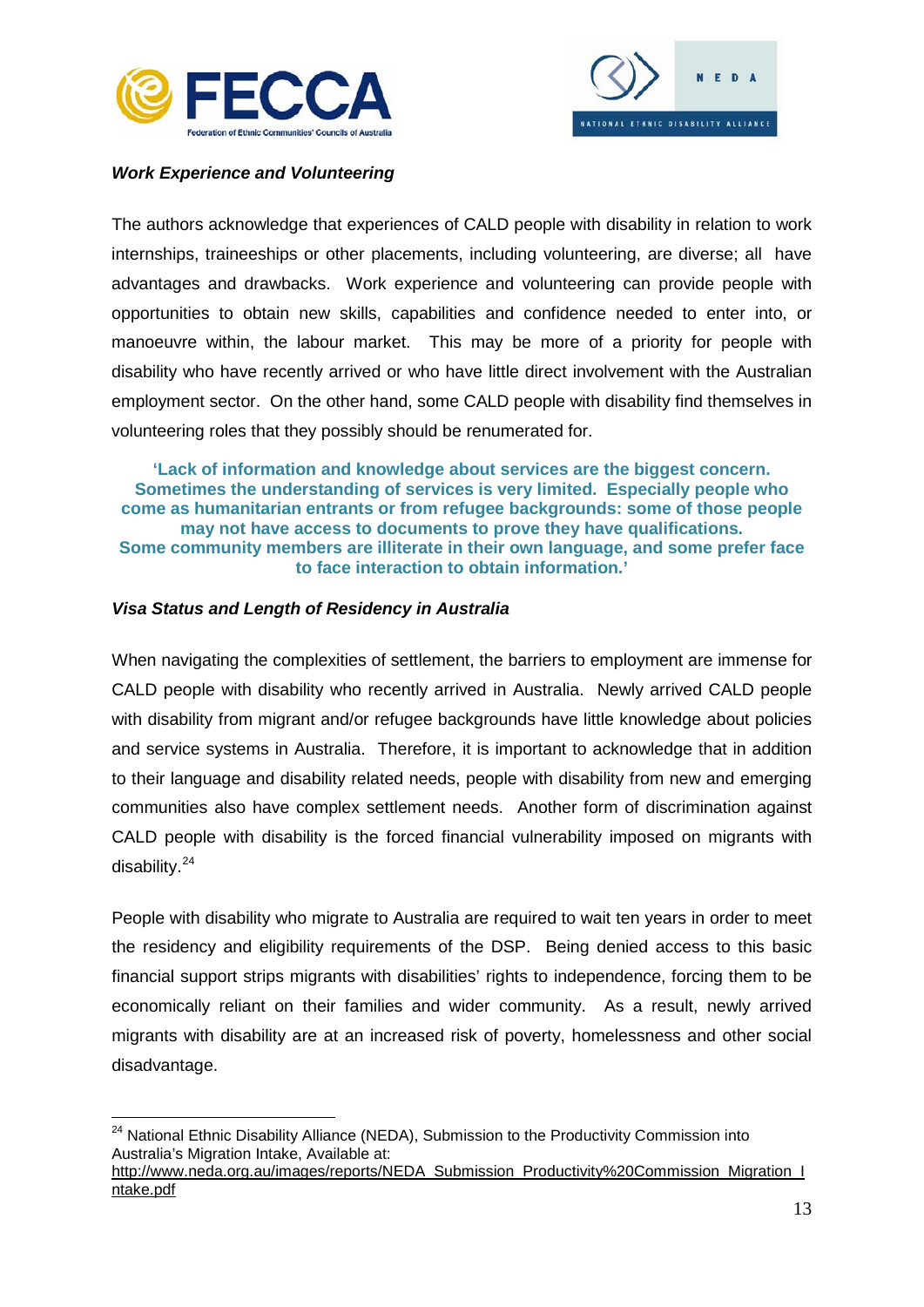***Work Experience and Volunteering***

The authors acknowledge that experiences of CALD people with disability in relation to work internships, traineeships or other placements, including volunteering, are diverse; all have advantages and drawbacks. Work experience and volunteering can provide people with opportunities to obtain new skills, capabilities and confidence needed to enter into, or manoeuvre within, the labour market. This may be more of a priority for people with disability who have recently arrived or who have little direct involvement with the Australian employment sector. On the other hand, some CALD people with disability find themselves in volunteering roles that they possibly should be renumerated for.

> **'Lack of information and knowledge about services are the biggest concern. Sometimes the understanding of services is very limited. Especially people who come as humanitarian entrants or from refugee backgrounds: some of those people may not have access to documents to prove they have qualifications. Some community members are illiterate in their own language, and some prefer face to face interaction to obtain information.'**

***Visa Status and Length of Residency in Australia***

When navigating the complexities of settlement, the barriers to employment are immense for CALD people with disability who recently arrived in Australia. Newly arrived CALD people with disability from migrant and/or refugee backgrounds have little knowledge about policies and service systems in Australia. Therefore, it is important to acknowledge that in addition to their language and disability related needs, people with disability from new and emerging communities also have complex settlement needs. Another form of discrimination against CALD people with disability is the forced financial vulnerability imposed on migrants with disability.[24]

People with disability who migrate to Australia are required to wait ten years in order to meet the residency and eligibility requirements of the DSP. Being denied access to this basic financial support strips migrants with disabilities' rights to independence, forcing them to be economically reliant on their families and wider community. As a result, newly arrived migrants with disability are at an increased risk of poverty, homelessness and other social disadvantage.

---

[24] National Ethnic Disability Alliance (NEDA), Submission to the Productivity Commission into Australia's Migration Intake, Available at: http://www.neda.org.au/images/reports/NEDA_Submission_Productivity%20Commission_Migration_Intake.pdf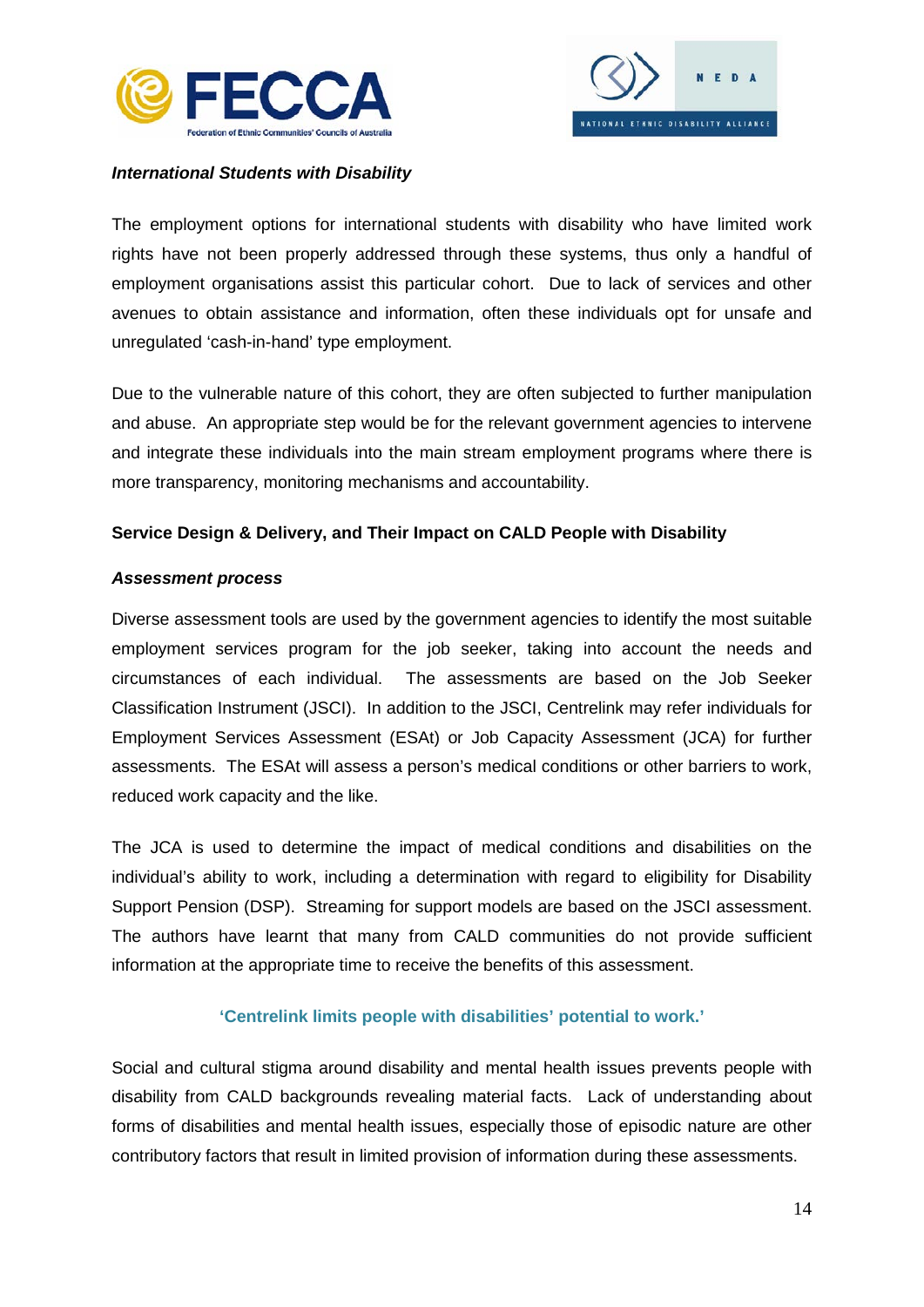***International Students with Disability***

The employment options for international students with disability who have limited work rights have not been properly addressed through these systems, thus only a handful of employment organisations assist this particular cohort. Due to lack of services and other avenues to obtain assistance and information, often these individuals opt for unsafe and unregulated 'cash-in-hand' type employment.

Due to the vulnerable nature of this cohort, they are often subjected to further manipulation and abuse. An appropriate step would be for the relevant government agencies to intervene and integrate these individuals into the main stream employment programs where there is more transparency, monitoring mechanisms and accountability.

## Service Design & Delivery, and Their Impact on CALD People with Disability

***Assessment process***

Diverse assessment tools are used by the government agencies to identify the most suitable employment services program for the job seeker, taking into account the needs and circumstances of each individual. The assessments are based on the Job Seeker Classification Instrument (JSCI). In addition to the JSCI, Centrelink may refer individuals for Employment Services Assessment (ESAt) or Job Capacity Assessment (JCA) for further assessments. The ESAt will assess a person's medical conditions or other barriers to work, reduced work capacity and the like.

The JCA is used to determine the impact of medical conditions and disabilities on the individual's ability to work, including a determination with regard to eligibility for Disability Support Pension (DSP). Streaming for support models are based on the JSCI assessment. The authors have learnt that many from CALD communities do not provide sufficient information at the appropriate time to receive the benefits of this assessment.

**'Centrelink limits people with disabilities' potential to work.'**

Social and cultural stigma around disability and mental health issues prevents people with disability from CALD backgrounds revealing material facts. Lack of understanding about forms of disabilities and mental health issues, especially those of episodic nature are other contributory factors that result in limited provision of information during these assessments.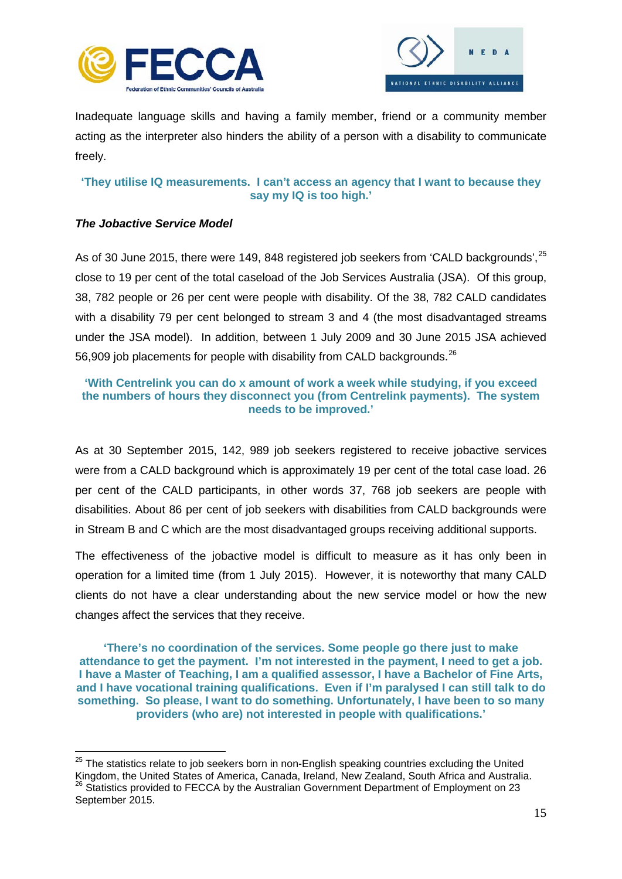Inadequate language skills and having a family member, friend or a community member acting as the interpreter also hinders the ability of a person with a disability to communicate freely.

**'They utilise IQ measurements. I can't access an agency that I want to because they say my IQ is too high.'**

***The Jobactive Service Model***

As of 30 June 2015, there were 149, 848 registered job seekers from 'CALD backgrounds',[25] close to 19 per cent of the total caseload of the Job Services Australia (JSA). Of this group, 38, 782 people or 26 per cent were people with disability. Of the 38, 782 CALD candidates with a disability 79 per cent belonged to stream 3 and 4 (the most disadvantaged streams under the JSA model). In addition, between 1 July 2009 and 30 June 2015 JSA achieved 56,909 job placements for people with disability from CALD backgrounds.[26]

**'With Centrelink you can do x amount of work a week while studying, if you exceed the numbers of hours they disconnect you (from Centrelink payments). The system needs to be improved.'**

As at 30 September 2015, 142, 989 job seekers registered to receive jobactive services were from a CALD background which is approximately 19 per cent of the total case load. 26 per cent of the CALD participants, in other words 37, 768 job seekers are people with disabilities. About 86 per cent of job seekers with disabilities from CALD backgrounds were in Stream B and C which are the most disadvantaged groups receiving additional supports.

The effectiveness of the jobactive model is difficult to measure as it has only been in operation for a limited time (from 1 July 2015). However, it is noteworthy that many CALD clients do not have a clear understanding about the new service model or how the new changes affect the services that they receive.

**'There's no coordination of the services. Some people go there just to make attendance to get the payment. I'm not interested in the payment, I need to get a job. I have a Master of Teaching, I am a qualified assessor, I have a Bachelor of Fine Arts, and I have vocational training qualifications. Even if I'm paralysed I can still talk to do something. So please, I want to do something. Unfortunately, I have been to so many providers (who are) not interested in people with qualifications.'**

---

[25] The statistics relate to job seekers born in non-English speaking countries excluding the United Kingdom, the United States of America, Canada, Ireland, New Zealand, South Africa and Australia.

[26] Statistics provided to FECCA by the Australian Government Department of Employment on 23 September 2015.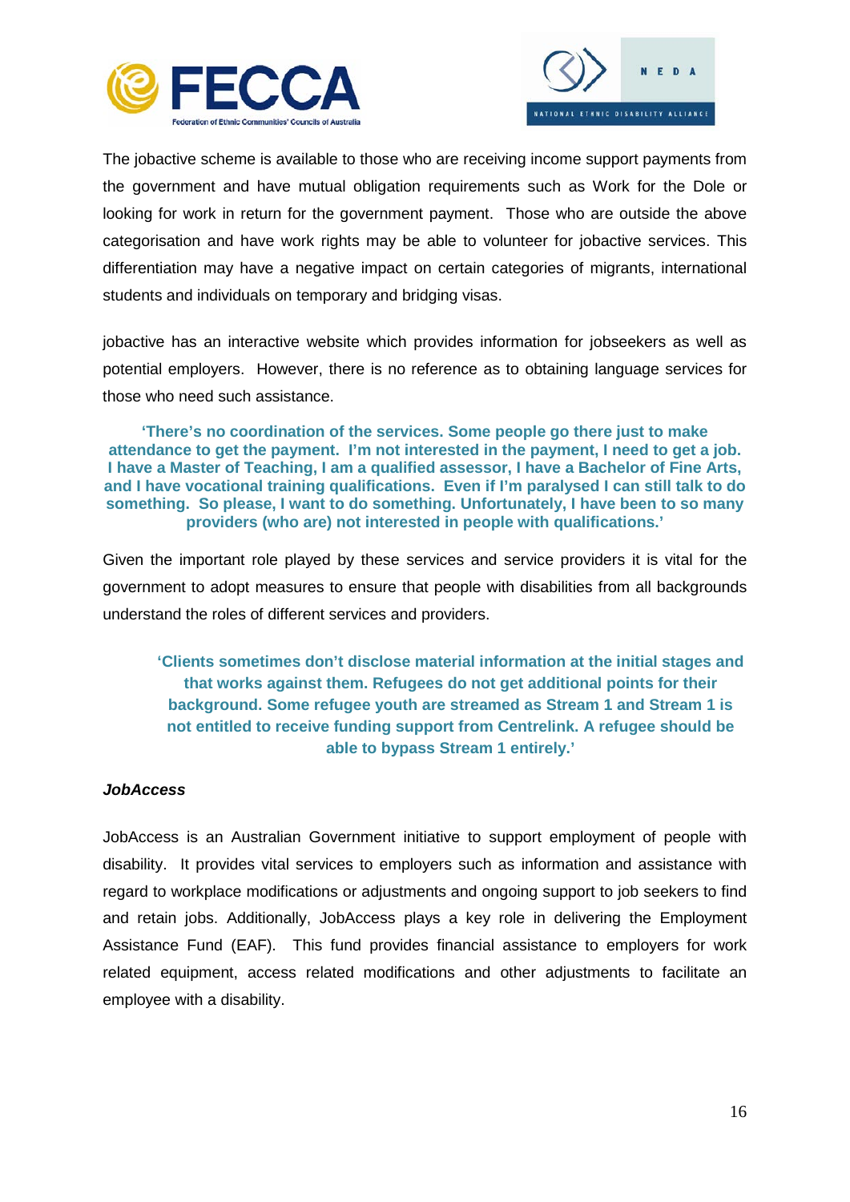The jobactive scheme is available to those who are receiving income support payments from the government and have mutual obligation requirements such as Work for the Dole or looking for work in return for the government payment. Those who are outside the above categorisation and have work rights may be able to volunteer for jobactive services. This differentiation may have a negative impact on certain categories of migrants, international students and individuals on temporary and bridging visas.

jobactive has an interactive website which provides information for jobseekers as well as potential employers. However, there is no reference as to obtaining language services for those who need such assistance.

> **'There's no coordination of the services. Some people go there just to make attendance to get the payment. I'm not interested in the payment, I need to get a job. I have a Master of Teaching, I am a qualified assessor, I have a Bachelor of Fine Arts, and I have vocational training qualifications. Even if I'm paralysed I can still talk to do something. So please, I want to do something. Unfortunately, I have been to so many providers (who are) not interested in people with qualifications.'**

Given the important role played by these services and service providers it is vital for the government to adopt measures to ensure that people with disabilities from all backgrounds understand the roles of different services and providers.

> **'Clients sometimes don't disclose material information at the initial stages and that works against them. Refugees do not get additional points for their background. Some refugee youth are streamed as Stream 1 and Stream 1 is not entitled to receive funding support from Centrelink. A refugee should be able to bypass Stream 1 entirely.'**

***JobAccess***

JobAccess is an Australian Government initiative to support employment of people with disability. It provides vital services to employers such as information and assistance with regard to workplace modifications or adjustments and ongoing support to job seekers to find and retain jobs. Additionally, JobAccess plays a key role in delivering the Employment Assistance Fund (EAF). This fund provides financial assistance to employers for work related equipment, access related modifications and other adjustments to facilitate an employee with a disability.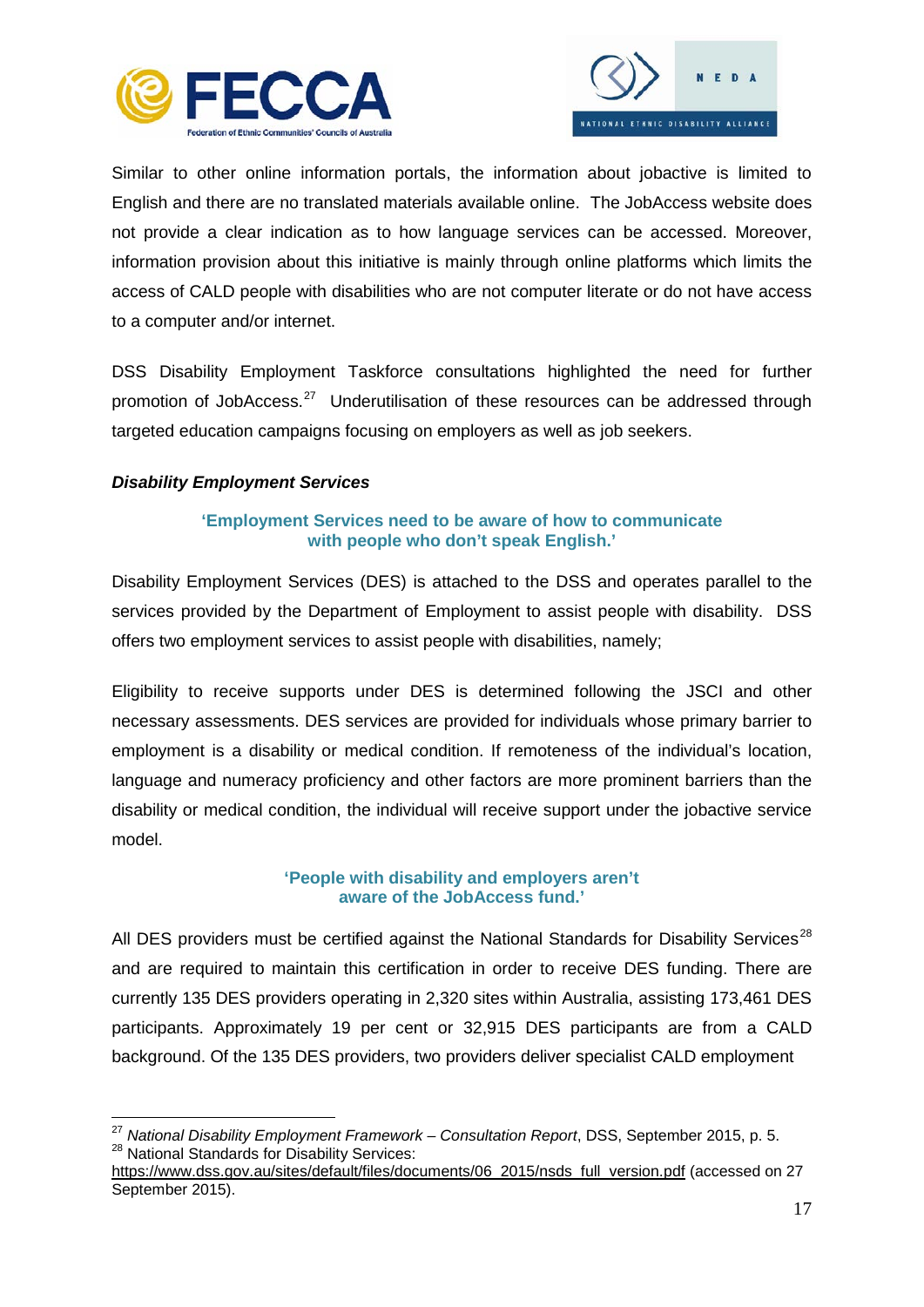Similar to other online information portals, the information about jobactive is limited to English and there are no translated materials available online. The JobAccess website does not provide a clear indication as to how language services can be accessed. Moreover, information provision about this initiative is mainly through online platforms which limits the access of CALD people with disabilities who are not computer literate or do not have access to a computer and/or internet.

DSS Disability Employment Taskforce consultations highlighted the need for further promotion of JobAccess.[27] Underutilisation of these resources can be addressed through targeted education campaigns focusing on employers as well as job seekers.

***Disability Employment Services***

**'Employment Services need to be aware of how to communicate with people who don't speak English.'**

Disability Employment Services (DES) is attached to the DSS and operates parallel to the services provided by the Department of Employment to assist people with disability. DSS offers two employment services to assist people with disabilities, namely;

Eligibility to receive supports under DES is determined following the JSCI and other necessary assessments. DES services are provided for individuals whose primary barrier to employment is a disability or medical condition. If remoteness of the individual's location, language and numeracy proficiency and other factors are more prominent barriers than the disability or medical condition, the individual will receive support under the jobactive service model.

**'People with disability and employers aren't aware of the JobAccess fund.'**

All DES providers must be certified against the National Standards for Disability Services[28] and are required to maintain this certification in order to receive DES funding. There are currently 135 DES providers operating in 2,320 sites within Australia, assisting 173,461 DES participants. Approximately 19 per cent or 32,915 DES participants are from a CALD background. Of the 135 DES providers, two providers deliver specialist CALD employment

---

[27] *National Disability Employment Framework – Consultation Report*, DSS, September 2015, p. 5.

[28] National Standards for Disability Services: https://www.dss.gov.au/sites/default/files/documents/06_2015/nsds_full_version.pdf (accessed on 27 September 2015).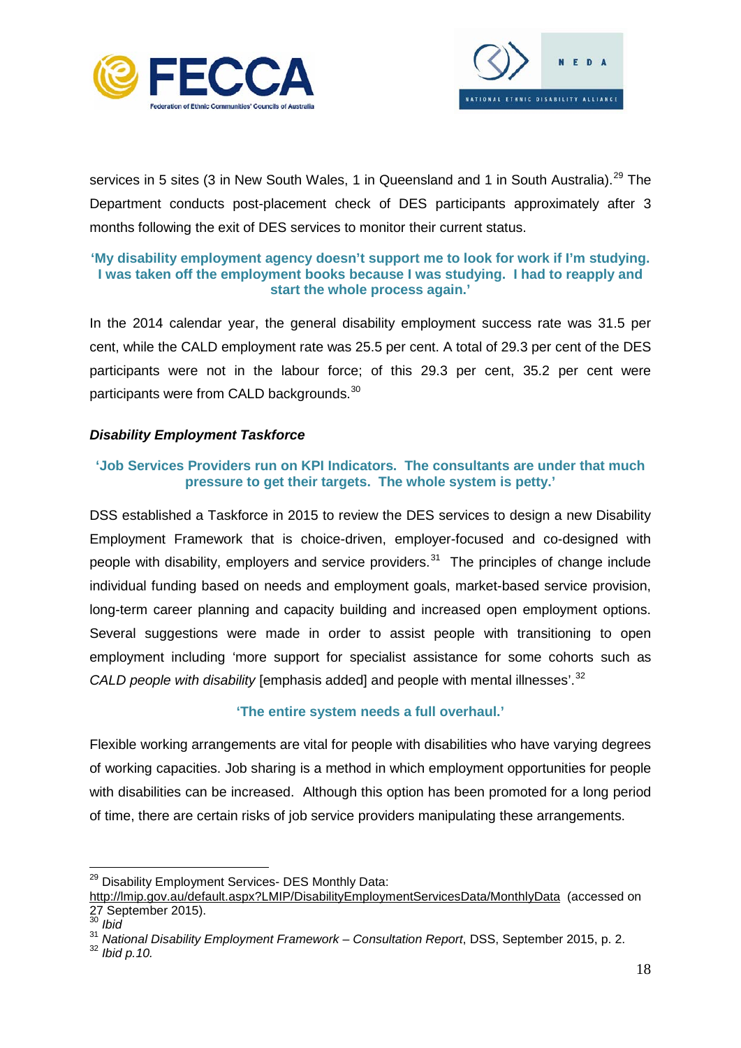services in 5 sites (3 in New South Wales, 1 in Queensland and 1 in South Australia).[29] The Department conducts post-placement check of DES participants approximately after 3 months following the exit of DES services to monitor their current status.

**'My disability employment agency doesn't support me to look for work if I'm studying. I was taken off the employment books because I was studying. I had to reapply and start the whole process again.'**

In the 2014 calendar year, the general disability employment success rate was 31.5 per cent, while the CALD employment rate was 25.5 per cent. A total of 29.3 per cent of the DES participants were not in the labour force; of this 29.3 per cent, 35.2 per cent were participants were from CALD backgrounds.[30]

***Disability Employment Taskforce***

**'Job Services Providers run on KPI Indicators. The consultants are under that much pressure to get their targets. The whole system is petty.'**

DSS established a Taskforce in 2015 to review the DES services to design a new Disability Employment Framework that is choice-driven, employer-focused and co-designed with people with disability, employers and service providers.[31] The principles of change include individual funding based on needs and employment goals, market-based service provision, long-term career planning and capacity building and increased open employment options. Several suggestions were made in order to assist people with transitioning to open employment including 'more support for specialist assistance for some cohorts such as *CALD people with disability* [emphasis added] and people with mental illnesses'.[32]

**'The entire system needs a full overhaul.'**

Flexible working arrangements are vital for people with disabilities who have varying degrees of working capacities. Job sharing is a method in which employment opportunities for people with disabilities can be increased. Although this option has been promoted for a long period of time, there are certain risks of job service providers manipulating these arrangements.

---

[29] Disability Employment Services- DES Monthly Data: http://lmip.gov.au/default.aspx?LMIP/DisabilityEmploymentServicesData/MonthlyData (accessed on 27 September 2015).

[30] *Ibid*

[31] *National Disability Employment Framework – Consultation Report*, DSS, September 2015, p. 2.

[32] *Ibid p.10.*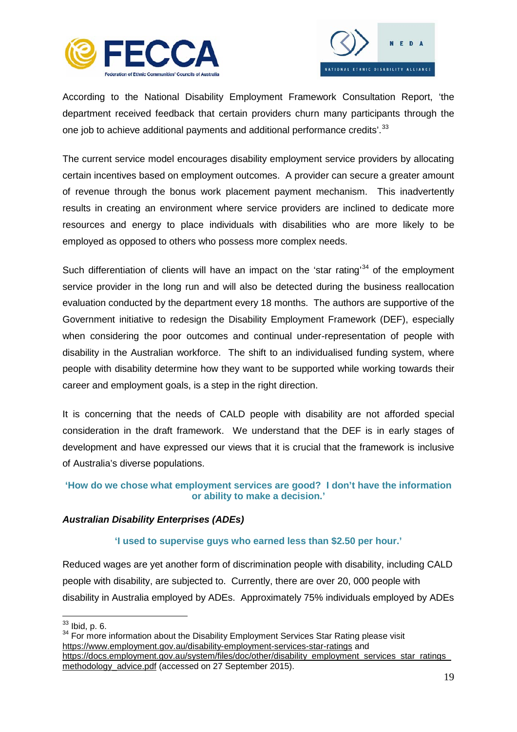According to the National Disability Employment Framework Consultation Report, 'the department received feedback that certain providers churn many participants through the one job to achieve additional payments and additional performance credits'.[33]

The current service model encourages disability employment service providers by allocating certain incentives based on employment outcomes. A provider can secure a greater amount of revenue through the bonus work placement payment mechanism. This inadvertently results in creating an environment where service providers are inclined to dedicate more resources and energy to place individuals with disabilities who are more likely to be employed as opposed to others who possess more complex needs.

Such differentiation of clients will have an impact on the 'star rating'[34] of the employment service provider in the long run and will also be detected during the business reallocation evaluation conducted by the department every 18 months. The authors are supportive of the Government initiative to redesign the Disability Employment Framework (DEF), especially when considering the poor outcomes and continual under-representation of people with disability in the Australian workforce. The shift to an individualised funding system, where people with disability determine how they want to be supported while working towards their career and employment goals, is a step in the right direction.

It is concerning that the needs of CALD people with disability are not afforded special consideration in the draft framework. We understand that the DEF is in early stages of development and have expressed our views that it is crucial that the framework is inclusive of Australia's diverse populations.

**'How do we chose what employment services are good? I don't have the information or ability to make a decision.'**

***Australian Disability Enterprises (ADEs)***

**'I used to supervise guys who earned less than $2.50 per hour.'**

Reduced wages are yet another form of discrimination people with disability, including CALD people with disability, are subjected to. Currently, there are over 20, 000 people with disability in Australia employed by ADEs. Approximately 75% individuals employed by ADEs

---

[33] Ibid, p. 6.

[34] For more information about the Disability Employment Services Star Rating please visit https://www.employment.gov.au/disability-employment-services-star-ratings and https://docs.employment.gov.au/system/files/doc/other/disability_employment_services_star_ratings_methodology_advice.pdf (accessed on 27 September 2015).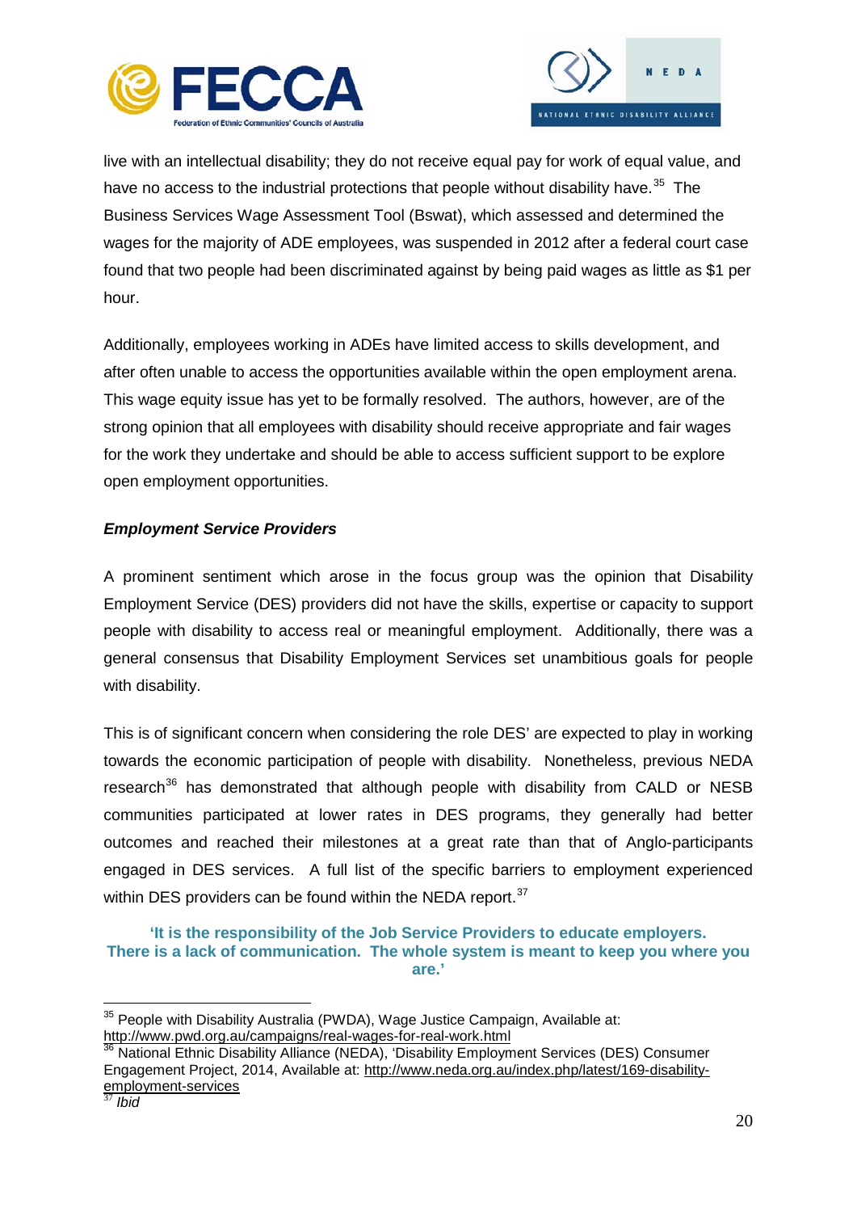live with an intellectual disability; they do not receive equal pay for work of equal value, and have no access to the industrial protections that people without disability have.[35] The Business Services Wage Assessment Tool (Bswat), which assessed and determined the wages for the majority of ADE employees, was suspended in 2012 after a federal court case found that two people had been discriminated against by being paid wages as little as $1 per hour.

Additionally, employees working in ADEs have limited access to skills development, and after often unable to access the opportunities available within the open employment arena. This wage equity issue has yet to be formally resolved. The authors, however, are of the strong opinion that all employees with disability should receive appropriate and fair wages for the work they undertake and should be able to access sufficient support to be explore open employment opportunities.

***Employment Service Providers***

A prominent sentiment which arose in the focus group was the opinion that Disability Employment Service (DES) providers did not have the skills, expertise or capacity to support people with disability to access real or meaningful employment. Additionally, there was a general consensus that Disability Employment Services set unambitious goals for people with disability.

This is of significant concern when considering the role DES' are expected to play in working towards the economic participation of people with disability. Nonetheless, previous NEDA research[36] has demonstrated that although people with disability from CALD or NESB communities participated at lower rates in DES programs, they generally had better outcomes and reached their milestones at a great rate than that of Anglo-participants engaged in DES services. A full list of the specific barriers to employment experienced within DES providers can be found within the NEDA report.[37]

**'It is the responsibility of the Job Service Providers to educate employers. There is a lack of communication. The whole system is meant to keep you where you are.'**

---

[35] People with Disability Australia (PWDA), Wage Justice Campaign, Available at: http://www.pwd.org.au/campaigns/real-wages-for-real-work.html

[36] National Ethnic Disability Alliance (NEDA), 'Disability Employment Services (DES) Consumer Engagement Project, 2014, Available at: http://www.neda.org.au/index.php/latest/169-disability-employment-services

[37] *Ibid*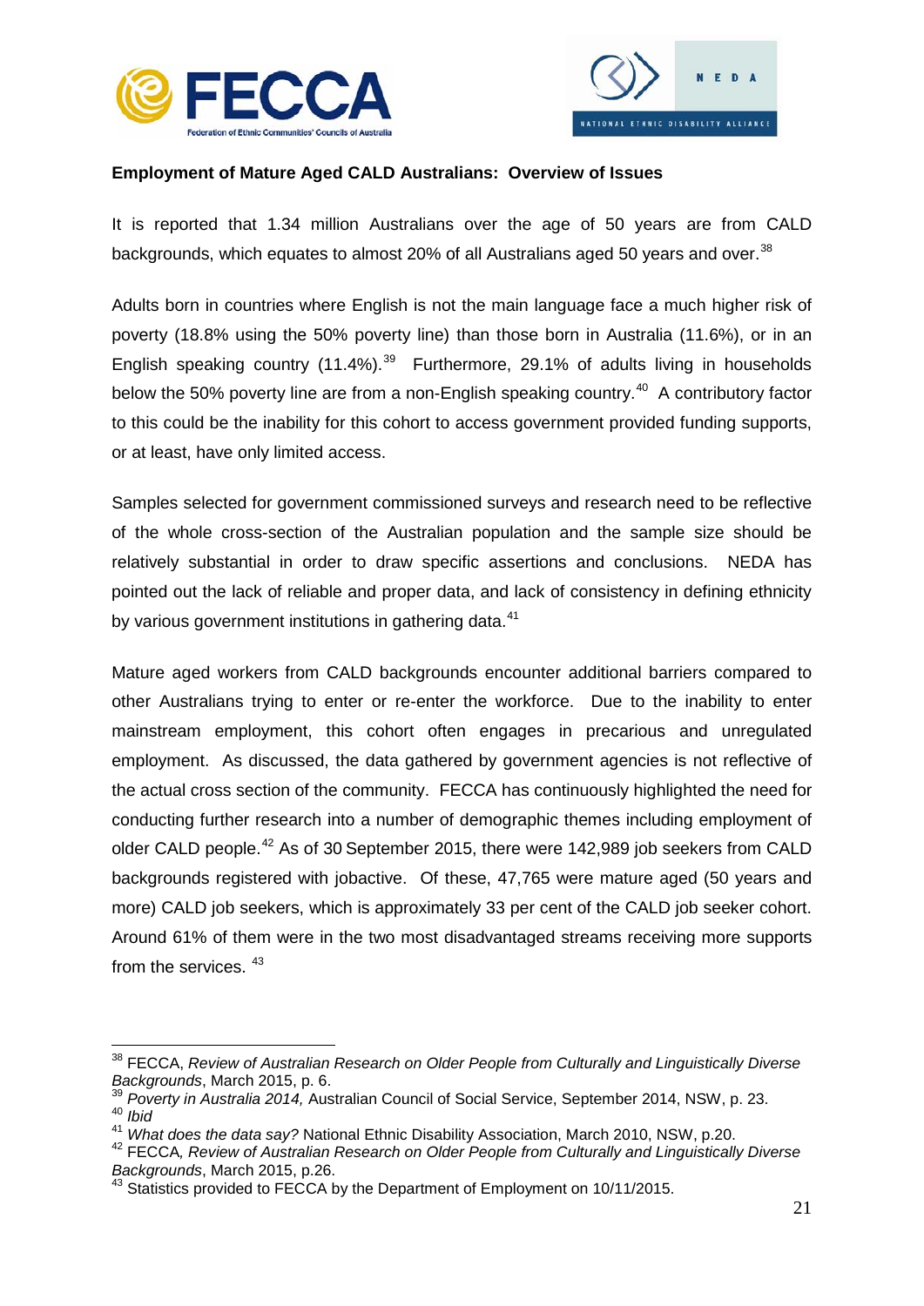**Employment of Mature Aged CALD Australians: Overview of Issues**

It is reported that 1.34 million Australians over the age of 50 years are from CALD backgrounds, which equates to almost 20% of all Australians aged 50 years and over.[38]

Adults born in countries where English is not the main language face a much higher risk of poverty (18.8% using the 50% poverty line) than those born in Australia (11.6%), or in an English speaking country (11.4%).[39] Furthermore, 29.1% of adults living in households below the 50% poverty line are from a non-English speaking country.[40] A contributory factor to this could be the inability for this cohort to access government provided funding supports, or at least, have only limited access.

Samples selected for government commissioned surveys and research need to be reflective of the whole cross-section of the Australian population and the sample size should be relatively substantial in order to draw specific assertions and conclusions. NEDA has pointed out the lack of reliable and proper data, and lack of consistency in defining ethnicity by various government institutions in gathering data.[41]

Mature aged workers from CALD backgrounds encounter additional barriers compared to other Australians trying to enter or re-enter the workforce. Due to the inability to enter mainstream employment, this cohort often engages in precarious and unregulated employment. As discussed, the data gathered by government agencies is not reflective of the actual cross section of the community. FECCA has continuously highlighted the need for conducting further research into a number of demographic themes including employment of older CALD people.[42] As of 30 September 2015, there were 142,989 job seekers from CALD backgrounds registered with jobactive. Of these, 47,765 were mature aged (50 years and more) CALD job seekers, which is approximately 33 per cent of the CALD job seeker cohort. Around 61% of them were in the two most disadvantaged streams receiving more supports from the services. [43]

---

[38] FECCA, *Review of Australian Research on Older People from Culturally and Linguistically Diverse Backgrounds*, March 2015, p. 6.

[39] *Poverty in Australia 2014,* Australian Council of Social Service, September 2014, NSW, p. 23.

[40] *Ibid*

[41] *What does the data say?* National Ethnic Disability Association, March 2010, NSW, p.20.

[42] FECCA*, Review of Australian Research on Older People from Culturally and Linguistically Diverse Backgrounds*, March 2015, p.26.

[43] Statistics provided to FECCA by the Department of Employment on 10/11/2015.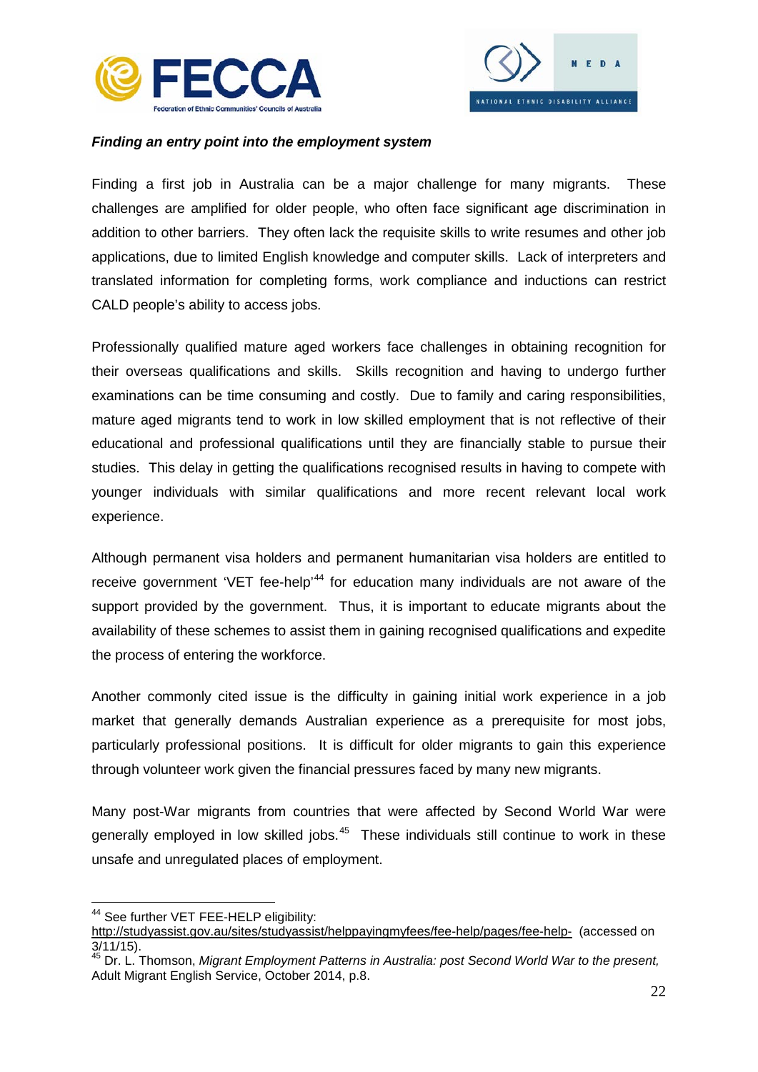***Finding an entry point into the employment system***

Finding a first job in Australia can be a major challenge for many migrants. These challenges are amplified for older people, who often face significant age discrimination in addition to other barriers. They often lack the requisite skills to write resumes and other job applications, due to limited English knowledge and computer skills. Lack of interpreters and translated information for completing forms, work compliance and inductions can restrict CALD people's ability to access jobs.

Professionally qualified mature aged workers face challenges in obtaining recognition for their overseas qualifications and skills. Skills recognition and having to undergo further examinations can be time consuming and costly. Due to family and caring responsibilities, mature aged migrants tend to work in low skilled employment that is not reflective of their educational and professional qualifications until they are financially stable to pursue their studies. This delay in getting the qualifications recognised results in having to compete with younger individuals with similar qualifications and more recent relevant local work experience.

Although permanent visa holders and permanent humanitarian visa holders are entitled to receive government 'VET fee-help'[44] for education many individuals are not aware of the support provided by the government. Thus, it is important to educate migrants about the availability of these schemes to assist them in gaining recognised qualifications and expedite the process of entering the workforce.

Another commonly cited issue is the difficulty in gaining initial work experience in a job market that generally demands Australian experience as a prerequisite for most jobs, particularly professional positions. It is difficult for older migrants to gain this experience through volunteer work given the financial pressures faced by many new migrants.

Many post-War migrants from countries that were affected by Second World War were generally employed in low skilled jobs.[45] These individuals still continue to work in these unsafe and unregulated places of employment.

---

[44] See further VET FEE-HELP eligibility: http://studyassist.gov.au/sites/studyassist/helppayingmyfees/fee-help/pages/fee-help- (accessed on 3/11/15).

[45] Dr. L. Thomson, *Migrant Employment Patterns in Australia: post Second World War to the present,* Adult Migrant English Service, October 2014, p.8.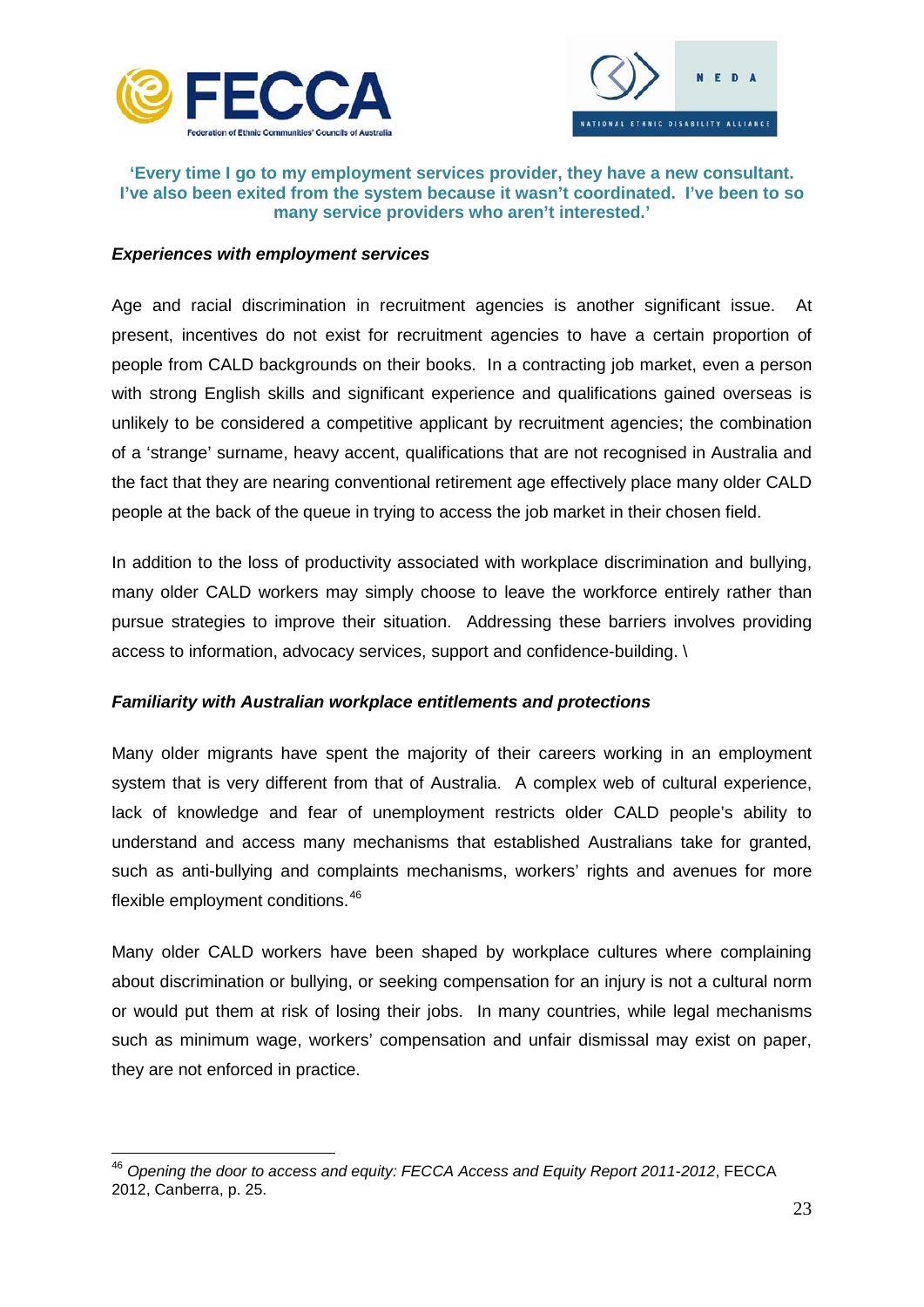**'Every time I go to my employment services provider, they have a new consultant. I've also been exited from the system because it wasn't coordinated. I've been to so many service providers who aren't interested.'**

***Experiences with employment services***

Age and racial discrimination in recruitment agencies is another significant issue. At present, incentives do not exist for recruitment agencies to have a certain proportion of people from CALD backgrounds on their books. In a contracting job market, even a person with strong English skills and significant experience and qualifications gained overseas is unlikely to be considered a competitive applicant by recruitment agencies; the combination of a 'strange' surname, heavy accent, qualifications that are not recognised in Australia and the fact that they are nearing conventional retirement age effectively place many older CALD people at the back of the queue in trying to access the job market in their chosen field.

In addition to the loss of productivity associated with workplace discrimination and bullying, many older CALD workers may simply choose to leave the workforce entirely rather than pursue strategies to improve their situation. Addressing these barriers involves providing access to information, advocacy services, support and confidence-building. \

***Familiarity with Australian workplace entitlements and protections***

Many older migrants have spent the majority of their careers working in an employment system that is very different from that of Australia. A complex web of cultural experience, lack of knowledge and fear of unemployment restricts older CALD people's ability to understand and access many mechanisms that established Australians take for granted, such as anti-bullying and complaints mechanisms, workers' rights and avenues for more flexible employment conditions.[46]

Many older CALD workers have been shaped by workplace cultures where complaining about discrimination or bullying, or seeking compensation for an injury is not a cultural norm or would put them at risk of losing their jobs. In many countries, while legal mechanisms such as minimum wage, workers' compensation and unfair dismissal may exist on paper, they are not enforced in practice.

---

[46] *Opening the door to access and equity: FECCA Access and Equity Report 2011-2012*, FECCA 2012, Canberra, p. 25.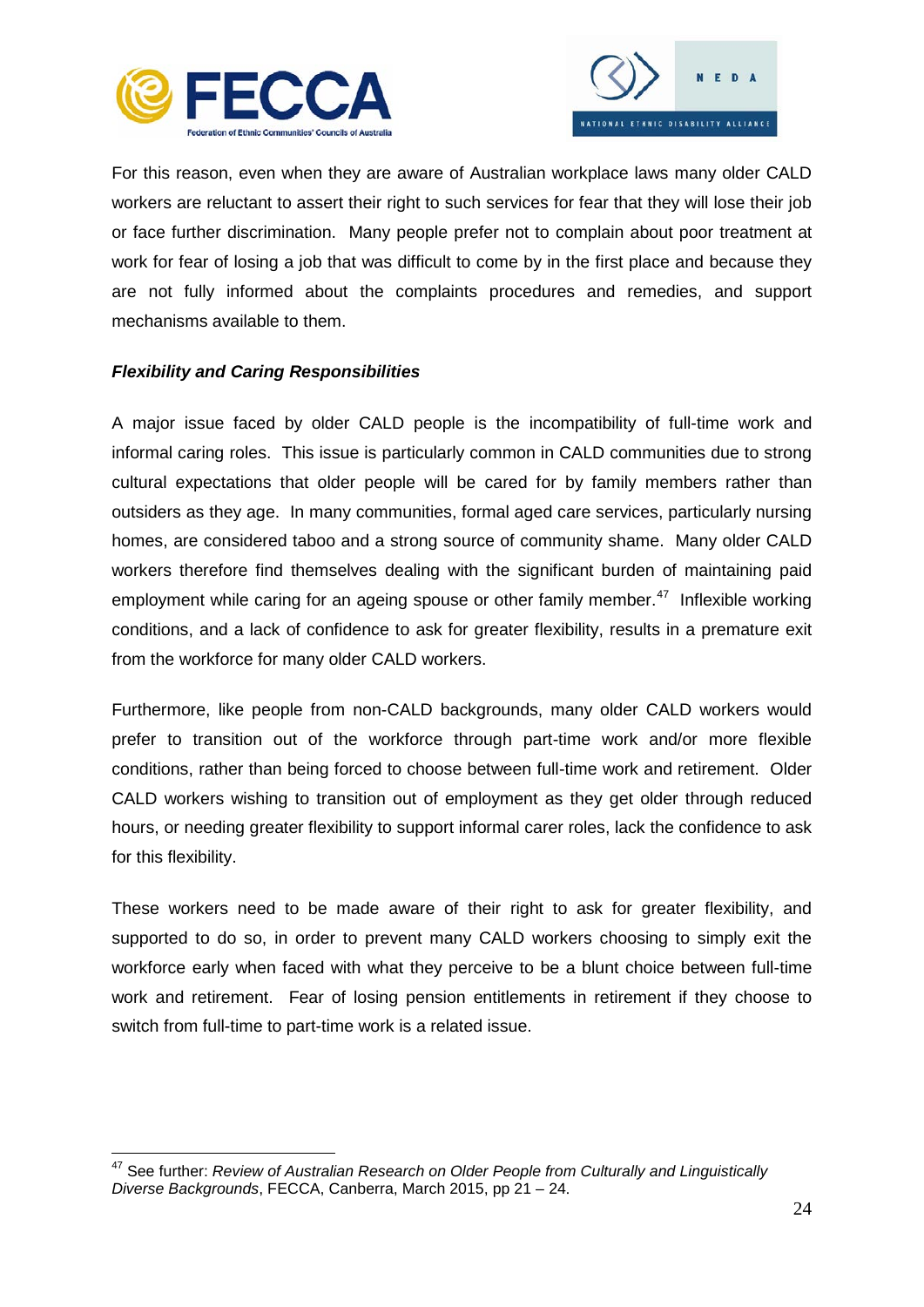For this reason, even when they are aware of Australian workplace laws many older CALD workers are reluctant to assert their right to such services for fear that they will lose their job or face further discrimination. Many people prefer not to complain about poor treatment at work for fear of losing a job that was difficult to come by in the first place and because they are not fully informed about the complaints procedures and remedies, and support mechanisms available to them.

***Flexibility and Caring Responsibilities***

A major issue faced by older CALD people is the incompatibility of full-time work and informal caring roles. This issue is particularly common in CALD communities due to strong cultural expectations that older people will be cared for by family members rather than outsiders as they age. In many communities, formal aged care services, particularly nursing homes, are considered taboo and a strong source of community shame. Many older CALD workers therefore find themselves dealing with the significant burden of maintaining paid employment while caring for an ageing spouse or other family member.[47] Inflexible working conditions, and a lack of confidence to ask for greater flexibility, results in a premature exit from the workforce for many older CALD workers.

Furthermore, like people from non-CALD backgrounds, many older CALD workers would prefer to transition out of the workforce through part-time work and/or more flexible conditions, rather than being forced to choose between full-time work and retirement. Older CALD workers wishing to transition out of employment as they get older through reduced hours, or needing greater flexibility to support informal carer roles, lack the confidence to ask for this flexibility.

These workers need to be made aware of their right to ask for greater flexibility, and supported to do so, in order to prevent many CALD workers choosing to simply exit the workforce early when faced with what they perceive to be a blunt choice between full-time work and retirement. Fear of losing pension entitlements in retirement if they choose to switch from full-time to part-time work is a related issue.

---

[47] See further: *Review of Australian Research on Older People from Culturally and Linguistically Diverse Backgrounds*, FECCA, Canberra, March 2015, pp 21 – 24.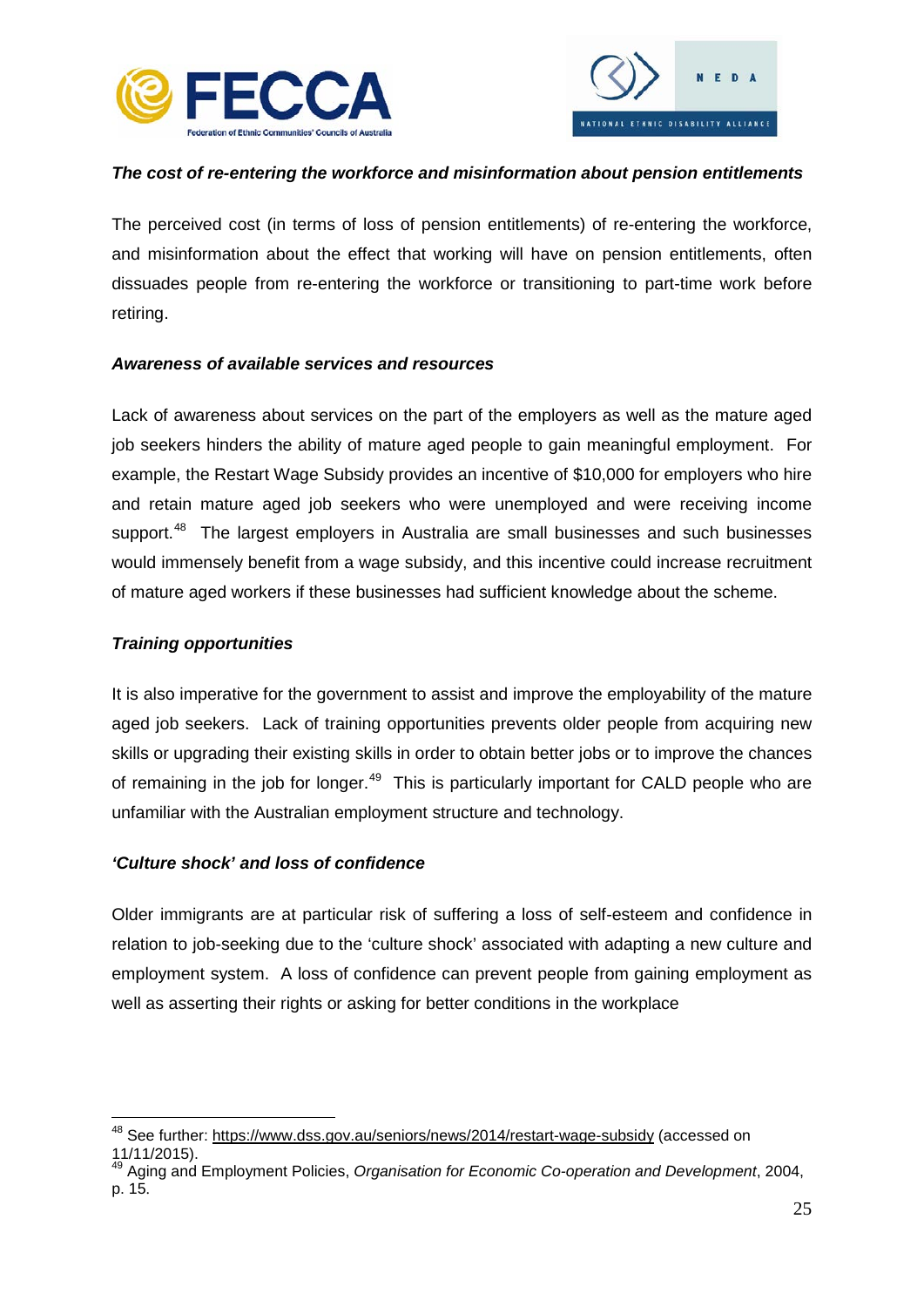***The cost of re-entering the workforce and misinformation about pension entitlements***

The perceived cost (in terms of loss of pension entitlements) of re-entering the workforce, and misinformation about the effect that working will have on pension entitlements, often dissuades people from re-entering the workforce or transitioning to part-time work before retiring.

***Awareness of available services and resources***

Lack of awareness about services on the part of the employers as well as the mature aged job seekers hinders the ability of mature aged people to gain meaningful employment. For example, the Restart Wage Subsidy provides an incentive of $10,000 for employers who hire and retain mature aged job seekers who were unemployed and were receiving income support.[48] The largest employers in Australia are small businesses and such businesses would immensely benefit from a wage subsidy, and this incentive could increase recruitment of mature aged workers if these businesses had sufficient knowledge about the scheme.

***Training opportunities***

It is also imperative for the government to assist and improve the employability of the mature aged job seekers. Lack of training opportunities prevents older people from acquiring new skills or upgrading their existing skills in order to obtain better jobs or to improve the chances of remaining in the job for longer.[49] This is particularly important for CALD people who are unfamiliar with the Australian employment structure and technology.

***'Culture shock' and loss of confidence***

Older immigrants are at particular risk of suffering a loss of self-esteem and confidence in relation to job-seeking due to the 'culture shock' associated with adapting a new culture and employment system. A loss of confidence can prevent people from gaining employment as well as asserting their rights or asking for better conditions in the workplace

---

[48] See further: https://www.dss.gov.au/seniors/news/2014/restart-wage-subsidy (accessed on 11/11/2015).

[49] Aging and Employment Policies, *Organisation for Economic Co-operation and Development*, 2004, p. 15.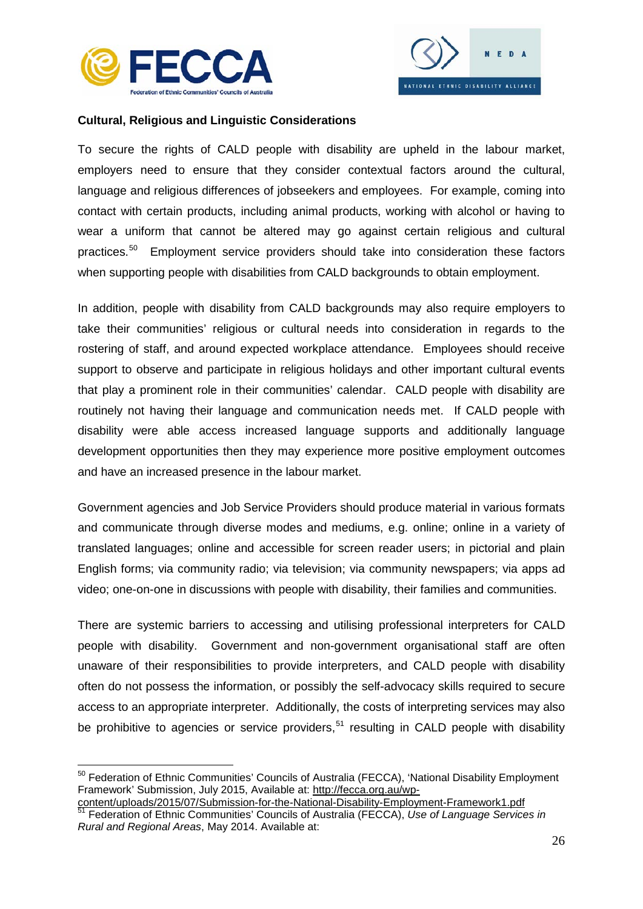**Cultural, Religious and Linguistic Considerations**

To secure the rights of CALD people with disability are upheld in the labour market, employers need to ensure that they consider contextual factors around the cultural, language and religious differences of jobseekers and employees. For example, coming into contact with certain products, including animal products, working with alcohol or having to wear a uniform that cannot be altered may go against certain religious and cultural practices.[50] Employment service providers should take into consideration these factors when supporting people with disabilities from CALD backgrounds to obtain employment.

In addition, people with disability from CALD backgrounds may also require employers to take their communities' religious or cultural needs into consideration in regards to the rostering of staff, and around expected workplace attendance. Employees should receive support to observe and participate in religious holidays and other important cultural events that play a prominent role in their communities' calendar. CALD people with disability are routinely not having their language and communication needs met. If CALD people with disability were able access increased language supports and additionally language development opportunities then they may experience more positive employment outcomes and have an increased presence in the labour market.

Government agencies and Job Service Providers should produce material in various formats and communicate through diverse modes and mediums, e.g. online; online in a variety of translated languages; online and accessible for screen reader users; in pictorial and plain English forms; via community radio; via television; via community newspapers; via apps ad video; one-on-one in discussions with people with disability, their families and communities.

There are systemic barriers to accessing and utilising professional interpreters for CALD people with disability. Government and non-government organisational staff are often unaware of their responsibilities to provide interpreters, and CALD people with disability often do not possess the information, or possibly the self-advocacy skills required to secure access to an appropriate interpreter. Additionally, the costs of interpreting services may also be prohibitive to agencies or service providers,[51] resulting in CALD people with disability

---

[50] Federation of Ethnic Communities' Councils of Australia (FECCA), 'National Disability Employment Framework' Submission, July 2015, Available at: http://fecca.org.au/wp-content/uploads/2015/07/Submission-for-the-National-Disability-Employment-Framework1.pdf

[51] Federation of Ethnic Communities' Councils of Australia (FECCA), *Use of Language Services in Rural and Regional Areas*, May 2014. Available at: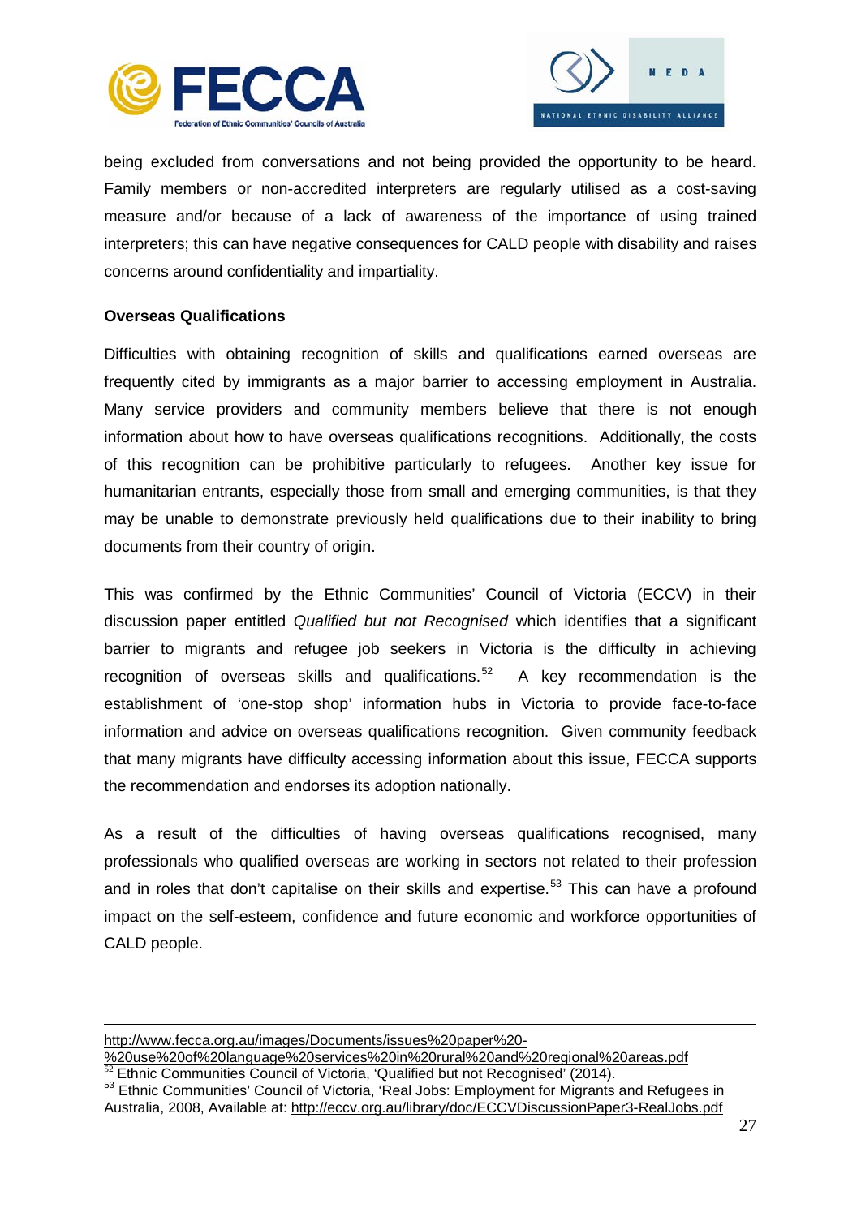being excluded from conversations and not being provided the opportunity to be heard. Family members or non-accredited interpreters are regularly utilised as a cost-saving measure and/or because of a lack of awareness of the importance of using trained interpreters; this can have negative consequences for CALD people with disability and raises concerns around confidentiality and impartiality.

**Overseas Qualifications**

Difficulties with obtaining recognition of skills and qualifications earned overseas are frequently cited by immigrants as a major barrier to accessing employment in Australia. Many service providers and community members believe that there is not enough information about how to have overseas qualifications recognitions. Additionally, the costs of this recognition can be prohibitive particularly to refugees. Another key issue for humanitarian entrants, especially those from small and emerging communities, is that they may be unable to demonstrate previously held qualifications due to their inability to bring documents from their country of origin.

This was confirmed by the Ethnic Communities' Council of Victoria (ECCV) in their discussion paper entitled *Qualified but not Recognised* which identifies that a significant barrier to migrants and refugee job seekers in Victoria is the difficulty in achieving recognition of overseas skills and qualifications.[52] A key recommendation is the establishment of 'one-stop shop' information hubs in Victoria to provide face-to-face information and advice on overseas qualifications recognition. Given community feedback that many migrants have difficulty accessing information about this issue, FECCA supports the recommendation and endorses its adoption nationally.

As a result of the difficulties of having overseas qualifications recognised, many professionals who qualified overseas are working in sectors not related to their profession and in roles that don't capitalise on their skills and expertise.[53] This can have a profound impact on the self-esteem, confidence and future economic and workforce opportunities of CALD people.

---

http://www.fecca.org.au/images/Documents/issues%20paper%20-%20use%20of%20language%20services%20in%20rural%20and%20regional%20areas.pdf

[52] Ethnic Communities Council of Victoria, 'Qualified but not Recognised' (2014).

[53] Ethnic Communities' Council of Victoria, 'Real Jobs: Employment for Migrants and Refugees in Australia, 2008, Available at: http://eccv.org.au/library/doc/ECCVDiscussionPaper3-RealJobs.pdf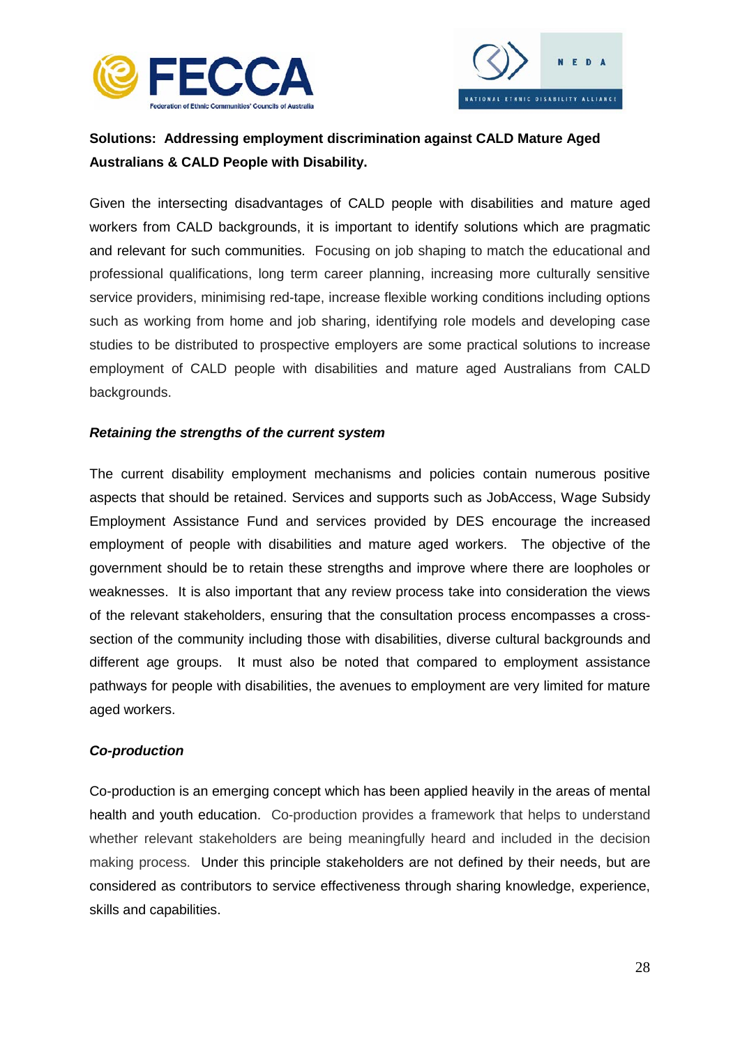**Solutions: Addressing employment discrimination against CALD Mature Aged Australians & CALD People with Disability.**

Given the intersecting disadvantages of CALD people with disabilities and mature aged workers from CALD backgrounds, it is important to identify solutions which are pragmatic and relevant for such communities. Focusing on job shaping to match the educational and professional qualifications, long term career planning, increasing more culturally sensitive service providers, minimising red-tape, increase flexible working conditions including options such as working from home and job sharing, identifying role models and developing case studies to be distributed to prospective employers are some practical solutions to increase employment of CALD people with disabilities and mature aged Australians from CALD backgrounds.

***Retaining the strengths of the current system***

The current disability employment mechanisms and policies contain numerous positive aspects that should be retained. Services and supports such as JobAccess, Wage Subsidy Employment Assistance Fund and services provided by DES encourage the increased employment of people with disabilities and mature aged workers. The objective of the government should be to retain these strengths and improve where there are loopholes or weaknesses. It is also important that any review process take into consideration the views of the relevant stakeholders, ensuring that the consultation process encompasses a cross-section of the community including those with disabilities, diverse cultural backgrounds and different age groups. It must also be noted that compared to employment assistance pathways for people with disabilities, the avenues to employment are very limited for mature aged workers.

***Co-production***

Co-production is an emerging concept which has been applied heavily in the areas of mental health and youth education. Co-production provides a framework that helps to understand whether relevant stakeholders are being meaningfully heard and included in the decision making process. Under this principle stakeholders are not defined by their needs, but are considered as contributors to service effectiveness through sharing knowledge, experience, skills and capabilities.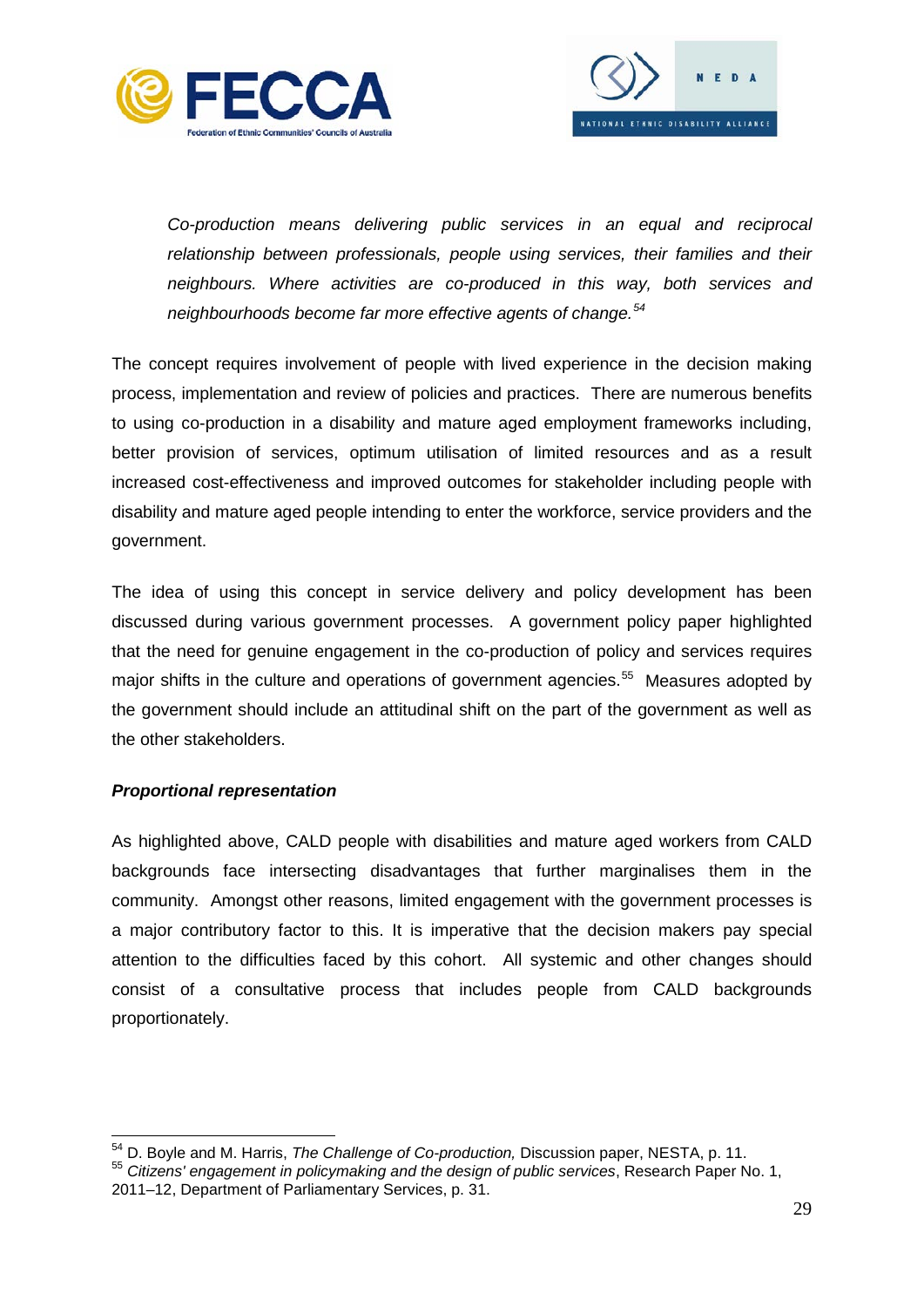*Co-production means delivering public services in an equal and reciprocal relationship between professionals, people using services, their families and their neighbours. Where activities are co-produced in this way, both services and neighbourhoods become far more effective agents of change.*[54]

The concept requires involvement of people with lived experience in the decision making process, implementation and review of policies and practices. There are numerous benefits to using co-production in a disability and mature aged employment frameworks including, better provision of services, optimum utilisation of limited resources and as a result increased cost-effectiveness and improved outcomes for stakeholder including people with disability and mature aged people intending to enter the workforce, service providers and the government.

The idea of using this concept in service delivery and policy development has been discussed during various government processes. A government policy paper highlighted that the need for genuine engagement in the co-production of policy and services requires major shifts in the culture and operations of government agencies.[55] Measures adopted by the government should include an attitudinal shift on the part of the government as well as the other stakeholders.

***Proportional representation***

As highlighted above, CALD people with disabilities and mature aged workers from CALD backgrounds face intersecting disadvantages that further marginalises them in the community. Amongst other reasons, limited engagement with the government processes is a major contributory factor to this. It is imperative that the decision makers pay special attention to the difficulties faced by this cohort. All systemic and other changes should consist of a consultative process that includes people from CALD backgrounds proportionately.

---

[54] D. Boyle and M. Harris, *The Challenge of Co-production,* Discussion paper, NESTA, p. 11.

[55] *Citizens' engagement in policymaking and the design of public services*, Research Paper No. 1, 2011–12, Department of Parliamentary Services, p. 31.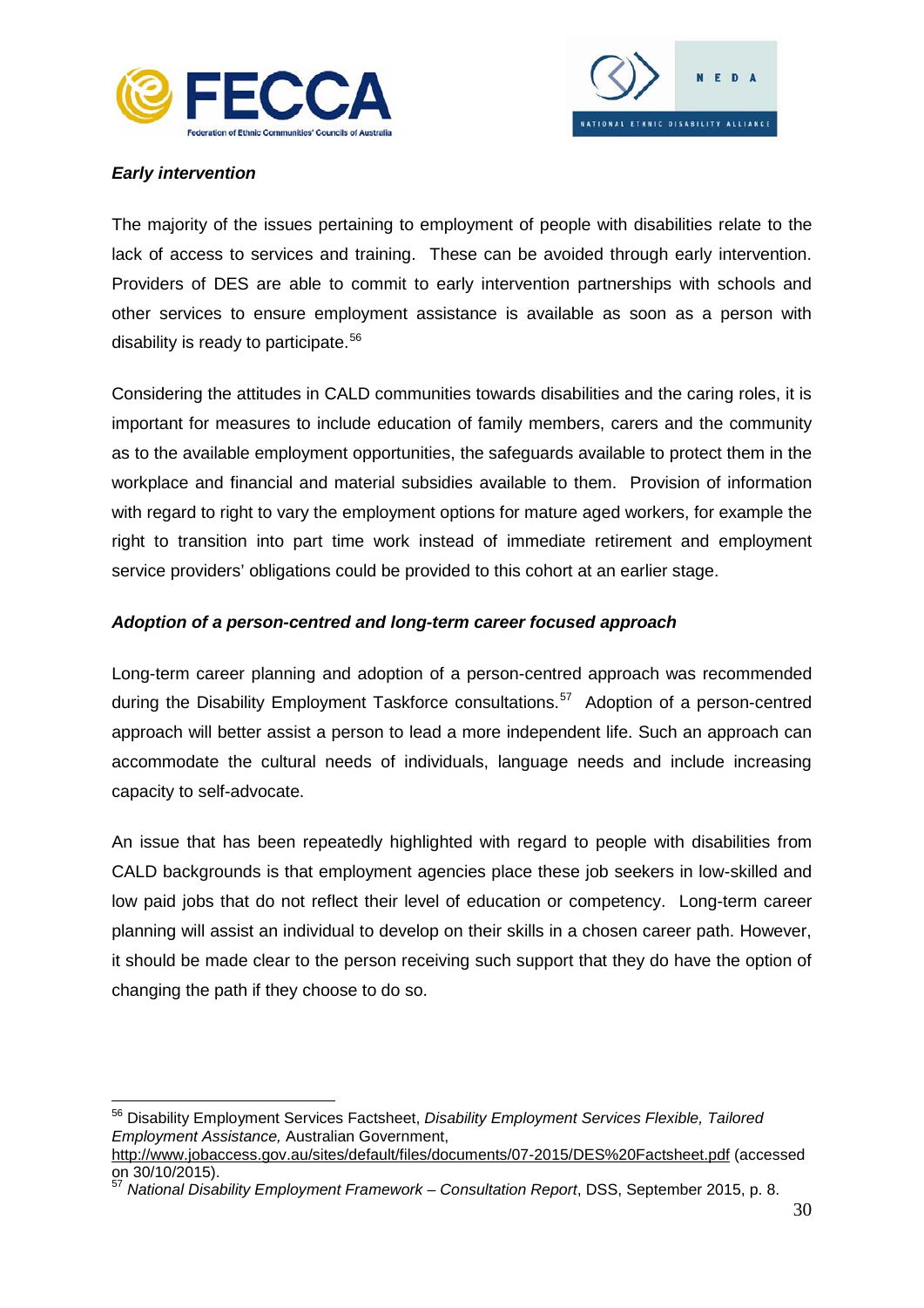***Early intervention***

The majority of the issues pertaining to employment of people with disabilities relate to the lack of access to services and training. These can be avoided through early intervention. Providers of DES are able to commit to early intervention partnerships with schools and other services to ensure employment assistance is available as soon as a person with disability is ready to participate.[56]

Considering the attitudes in CALD communities towards disabilities and the caring roles, it is important for measures to include education of family members, carers and the community as to the available employment opportunities, the safeguards available to protect them in the workplace and financial and material subsidies available to them. Provision of information with regard to right to vary the employment options for mature aged workers, for example the right to transition into part time work instead of immediate retirement and employment service providers' obligations could be provided to this cohort at an earlier stage.

***Adoption of a person-centred and long-term career focused approach***

Long-term career planning and adoption of a person-centred approach was recommended during the Disability Employment Taskforce consultations.[57] Adoption of a person-centred approach will better assist a person to lead a more independent life. Such an approach can accommodate the cultural needs of individuals, language needs and include increasing capacity to self-advocate.

An issue that has been repeatedly highlighted with regard to people with disabilities from CALD backgrounds is that employment agencies place these job seekers in low-skilled and low paid jobs that do not reflect their level of education or competency. Long-term career planning will assist an individual to develop on their skills in a chosen career path. However, it should be made clear to the person receiving such support that they do have the option of changing the path if they choose to do so.

---

[56] Disability Employment Services Factsheet, *Disability Employment Services Flexible, Tailored Employment Assistance,* Australian Government, http://www.jobaccess.gov.au/sites/default/files/documents/07-2015/DES%20Factsheet.pdf (accessed on 30/10/2015).

[57] *National Disability Employment Framework – Consultation Report*, DSS, September 2015, p. 8.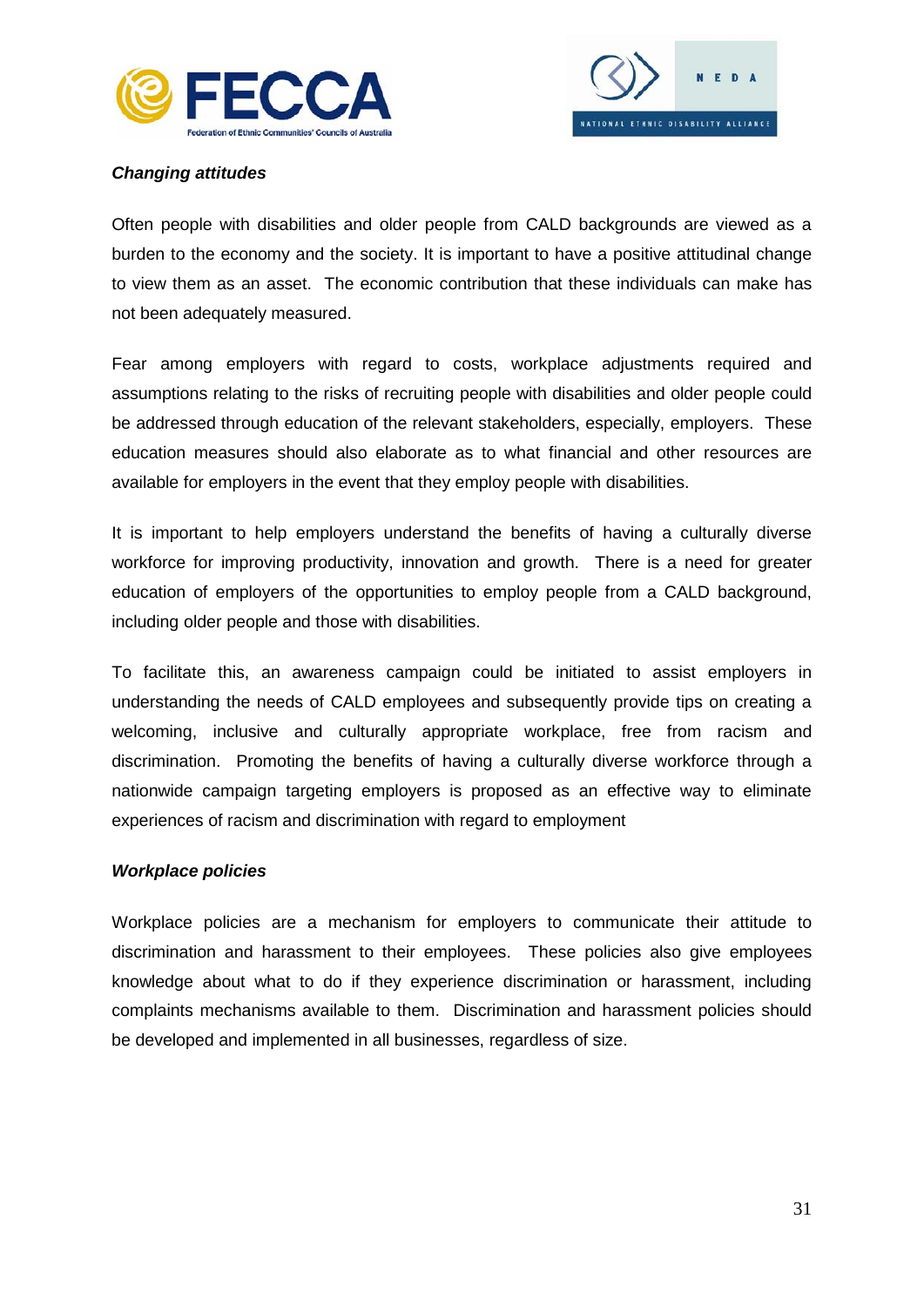***Changing attitudes***

Often people with disabilities and older people from CALD backgrounds are viewed as a burden to the economy and the society. It is important to have a positive attitudinal change to view them as an asset. The economic contribution that these individuals can make has not been adequately measured.

Fear among employers with regard to costs, workplace adjustments required and assumptions relating to the risks of recruiting people with disabilities and older people could be addressed through education of the relevant stakeholders, especially, employers. These education measures should also elaborate as to what financial and other resources are available for employers in the event that they employ people with disabilities.

It is important to help employers understand the benefits of having a culturally diverse workforce for improving productivity, innovation and growth. There is a need for greater education of employers of the opportunities to employ people from a CALD background, including older people and those with disabilities.

To facilitate this, an awareness campaign could be initiated to assist employers in understanding the needs of CALD employees and subsequently provide tips on creating a welcoming, inclusive and culturally appropriate workplace, free from racism and discrimination. Promoting the benefits of having a culturally diverse workforce through a nationwide campaign targeting employers is proposed as an effective way to eliminate experiences of racism and discrimination with regard to employment

***Workplace policies***

Workplace policies are a mechanism for employers to communicate their attitude to discrimination and harassment to their employees. These policies also give employees knowledge about what to do if they experience discrimination or harassment, including complaints mechanisms available to them. Discrimination and harassment policies should be developed and implemented in all businesses, regardless of size.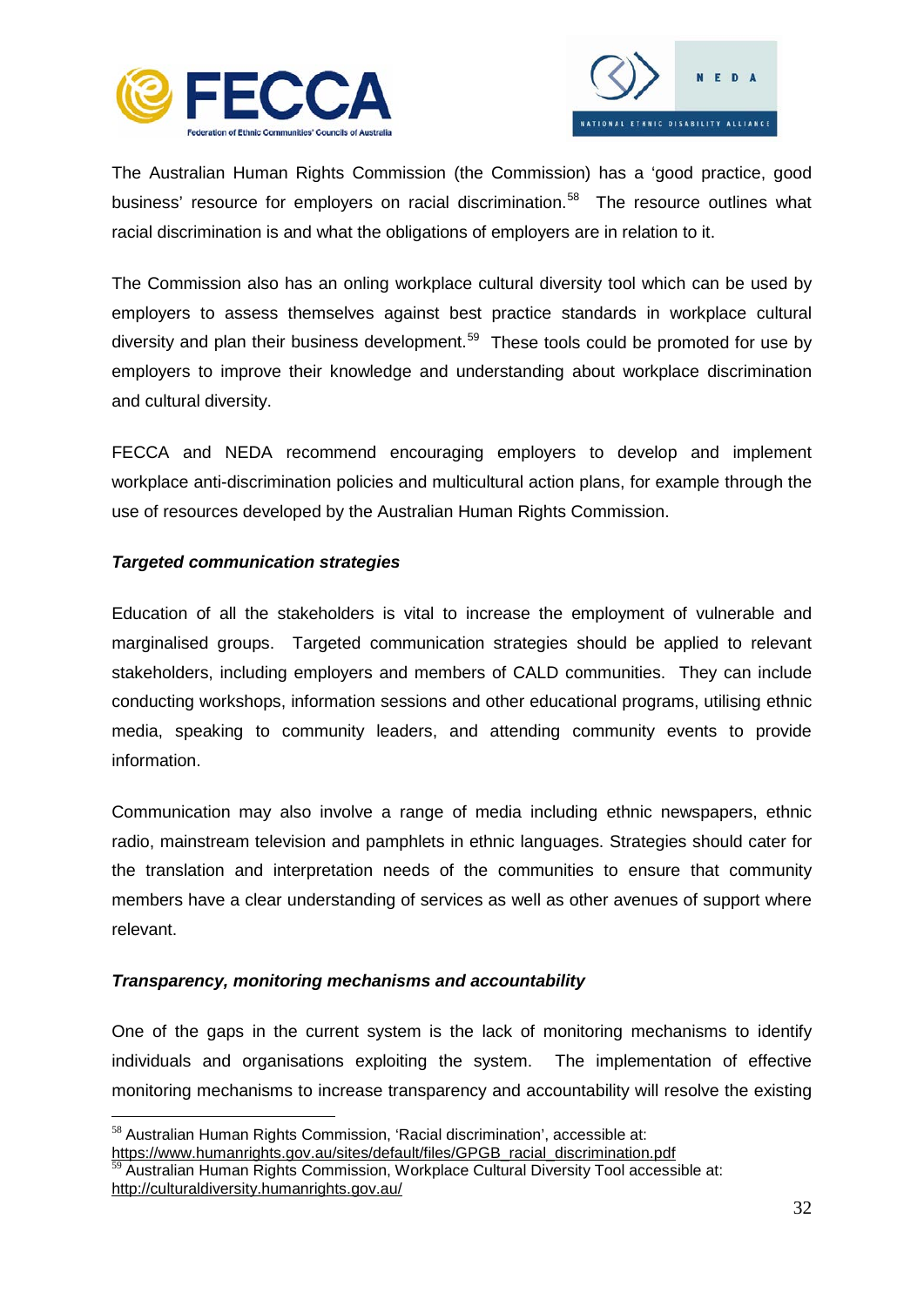The Australian Human Rights Commission (the Commission) has a 'good practice, good business' resource for employers on racial discrimination.[58] The resource outlines what racial discrimination is and what the obligations of employers are in relation to it.

The Commission also has an onling workplace cultural diversity tool which can be used by employers to assess themselves against best practice standards in workplace cultural diversity and plan their business development.[59] These tools could be promoted for use by employers to improve their knowledge and understanding about workplace discrimination and cultural diversity.

FECCA and NEDA recommend encouraging employers to develop and implement workplace anti-discrimination policies and multicultural action plans, for example through the use of resources developed by the Australian Human Rights Commission.

***Targeted communication strategies***

Education of all the stakeholders is vital to increase the employment of vulnerable and marginalised groups. Targeted communication strategies should be applied to relevant stakeholders, including employers and members of CALD communities. They can include conducting workshops, information sessions and other educational programs, utilising ethnic media, speaking to community leaders, and attending community events to provide information.

Communication may also involve a range of media including ethnic newspapers, ethnic radio, mainstream television and pamphlets in ethnic languages. Strategies should cater for the translation and interpretation needs of the communities to ensure that community members have a clear understanding of services as well as other avenues of support where relevant.

***Transparency, monitoring mechanisms and accountability***

One of the gaps in the current system is the lack of monitoring mechanisms to identify individuals and organisations exploiting the system. The implementation of effective monitoring mechanisms to increase transparency and accountability will resolve the existing

[58] Australian Human Rights Commission, 'Racial discrimination', accessible at: https://www.humanrights.gov.au/sites/default/files/GPGB_racial_discrimination.pdf

[59] Australian Human Rights Commission, Workplace Cultural Diversity Tool accessible at: http://culturaldiversity.humanrights.gov.au/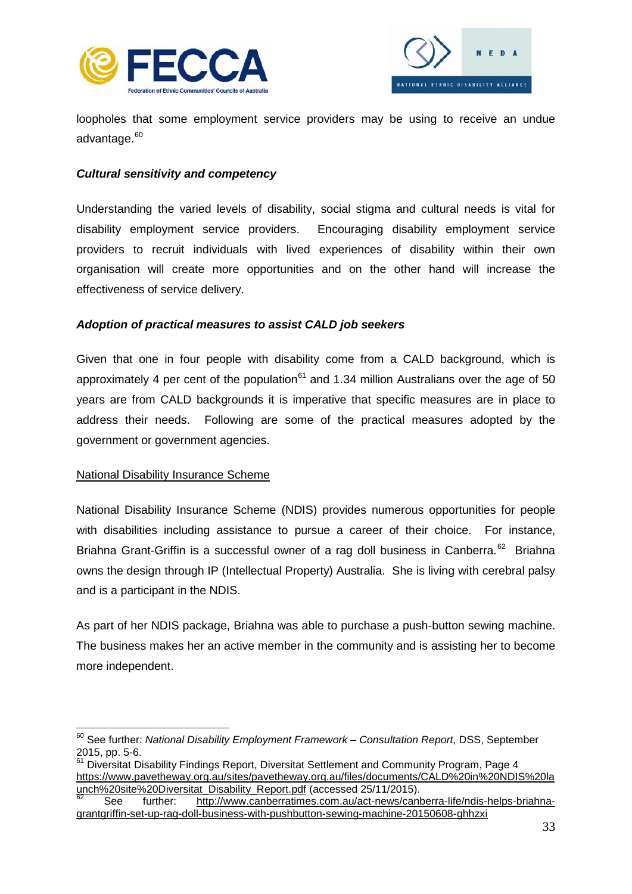loopholes that some employment service providers may be using to receive an undue advantage.[60]

***Cultural sensitivity and competency***

Understanding the varied levels of disability, social stigma and cultural needs is vital for disability employment service providers. Encouraging disability employment service providers to recruit individuals with lived experiences of disability within their own organisation will create more opportunities and on the other hand will increase the effectiveness of service delivery.

***Adoption of practical measures to assist CALD job seekers***

Given that one in four people with disability come from a CALD background, which is approximately 4 per cent of the population[61] and 1.34 million Australians over the age of 50 years are from CALD backgrounds it is imperative that specific measures are in place to address their needs. Following are some of the practical measures adopted by the government or government agencies.

<u>National Disability Insurance Scheme</u>

National Disability Insurance Scheme (NDIS) provides numerous opportunities for people with disabilities including assistance to pursue a career of their choice. For instance, Briahna Grant-Griffin is a successful owner of a rag doll business in Canberra.[62] Briahna owns the design through IP (Intellectual Property) Australia. She is living with cerebral palsy and is a participant in the NDIS.

As part of her NDIS package, Briahna was able to purchase a push-button sewing machine. The business makes her an active member in the community and is assisting her to become more independent.

---

[60] See further: *National Disability Employment Framework – Consultation Report*, DSS, September 2015, pp. 5-6.

[61] Diversitat Disability Findings Report, Diversitat Settlement and Community Program, Page 4 https://www.pavetheway.org.au/sites/pavetheway.org.au/files/documents/CALD%20in%20NDIS%20launch%20site%20Diversitat_Disability_Report.pdf (accessed 25/11/2015).

[62] See further: http://www.canberratimes.com.au/act-news/canberra-life/ndis-helps-briahna-grantgriffin-set-up-rag-doll-business-with-pushbutton-sewing-machine-20150608-ghhzxi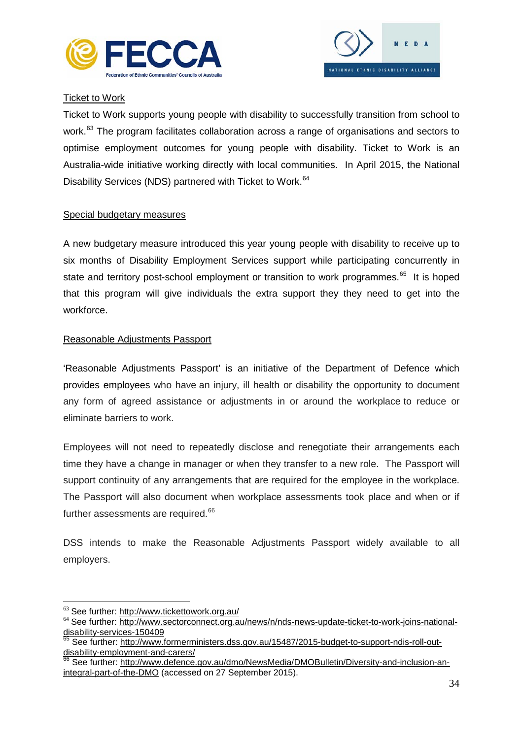Ticket to Work

Ticket to Work supports young people with disability to successfully transition from school to work.[63] The program facilitates collaboration across a range of organisations and sectors to optimise employment outcomes for young people with disability. Ticket to Work is an Australia-wide initiative working directly with local communities. In April 2015, the National Disability Services (NDS) partnered with Ticket to Work.[64]

Special budgetary measures

A new budgetary measure introduced this year young people with disability to receive up to six months of Disability Employment Services support while participating concurrently in state and territory post-school employment or transition to work programmes.[65] It is hoped that this program will give individuals the extra support they they need to get into the workforce.

Reasonable Adjustments Passport

'Reasonable Adjustments Passport' is an initiative of the Department of Defence which provides employees who have an injury, ill health or disability the opportunity to document any form of agreed assistance or adjustments in or around the workplace to reduce or eliminate barriers to work.

Employees will not need to repeatedly disclose and renegotiate their arrangements each time they have a change in manager or when they transfer to a new role. The Passport will support continuity of any arrangements that are required for the employee in the workplace. The Passport will also document when workplace assessments took place and when or if further assessments are required.[66]

DSS intends to make the Reasonable Adjustments Passport widely available to all employers.

---

[63] See further: http://www.tickettowork.org.au/

[64] See further: http://www.sectorconnect.org.au/news/n/nds-news-update-ticket-to-work-joins-national-disability-services-150409

[65] See further: http://www.formerministers.dss.gov.au/15487/2015-budget-to-support-ndis-roll-out-disability-employment-and-carers/

[66] See further: http://www.defence.gov.au/dmo/NewsMedia/DMOBulletin/Diversity-and-inclusion-an-integral-part-of-the-DMO (accessed on 27 September 2015).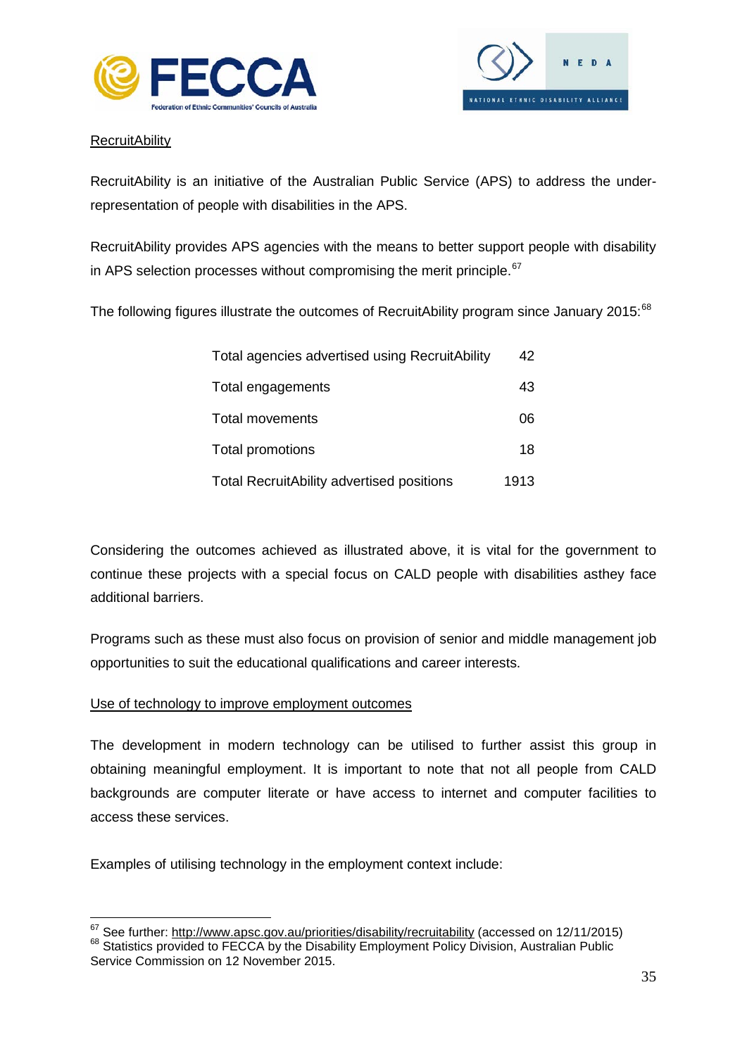RecruitAbility

RecruitAbility is an initiative of the Australian Public Service (APS) to address the under-representation of people with disabilities in the APS.

RecruitAbility provides APS agencies with the means to better support people with disability in APS selection processes without compromising the merit principle.[67]

The following figures illustrate the outcomes of RecruitAbility program since January 2015:[68]

| | |
|---|---|
| Total agencies advertised using RecruitAbility | 42 |
| Total engagements | 43 |
| Total movements | 06 |
| Total promotions | 18 |
| Total RecruitAbility advertised positions | 1913 |

Considering the outcomes achieved as illustrated above, it is vital for the government to continue these projects with a special focus on CALD people with disabilities asthey face additional barriers.

Programs such as these must also focus on provision of senior and middle management job opportunities to suit the educational qualifications and career interests.

Use of technology to improve employment outcomes

The development in modern technology can be utilised to further assist this group in obtaining meaningful employment. It is important to note that not all people from CALD backgrounds are computer literate or have access to internet and computer facilities to access these services.

Examples of utilising technology in the employment context include:

---

[67] See further: http://www.apsc.gov.au/priorities/disability/recruitability (accessed on 12/11/2015)

[68] Statistics provided to FECCA by the Disability Employment Policy Division, Australian Public Service Commission on 12 November 2015.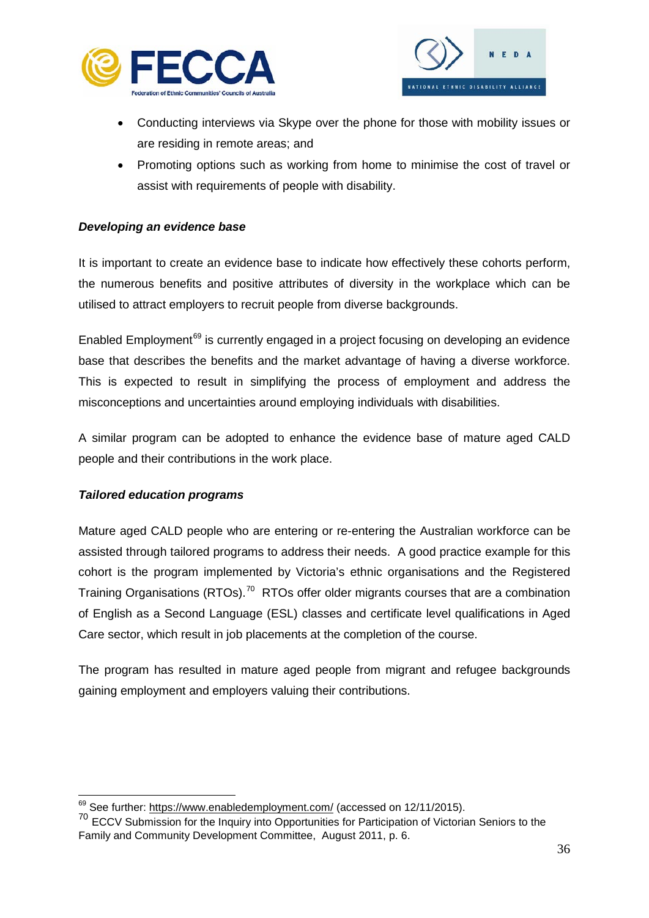- Conducting interviews via Skype over the phone for those with mobility issues or are residing in remote areas; and
- Promoting options such as working from home to minimise the cost of travel or assist with requirements of people with disability.

***Developing an evidence base***

It is important to create an evidence base to indicate how effectively these cohorts perform, the numerous benefits and positive attributes of diversity in the workplace which can be utilised to attract employers to recruit people from diverse backgrounds.

Enabled Employment[69] is currently engaged in a project focusing on developing an evidence base that describes the benefits and the market advantage of having a diverse workforce. This is expected to result in simplifying the process of employment and address the misconceptions and uncertainties around employing individuals with disabilities.

A similar program can be adopted to enhance the evidence base of mature aged CALD people and their contributions in the work place.

***Tailored education programs***

Mature aged CALD people who are entering or re-entering the Australian workforce can be assisted through tailored programs to address their needs. A good practice example for this cohort is the program implemented by Victoria's ethnic organisations and the Registered Training Organisations (RTOs).[70] RTOs offer older migrants courses that are a combination of English as a Second Language (ESL) classes and certificate level qualifications in Aged Care sector, which result in job placements at the completion of the course.

The program has resulted in mature aged people from migrant and refugee backgrounds gaining employment and employers valuing their contributions.

---

[69] See further: https://www.enabledemployment.com/ (accessed on 12/11/2015).

[70] ECCV Submission for the Inquiry into Opportunities for Participation of Victorian Seniors to the Family and Community Development Committee, August 2011, p. 6.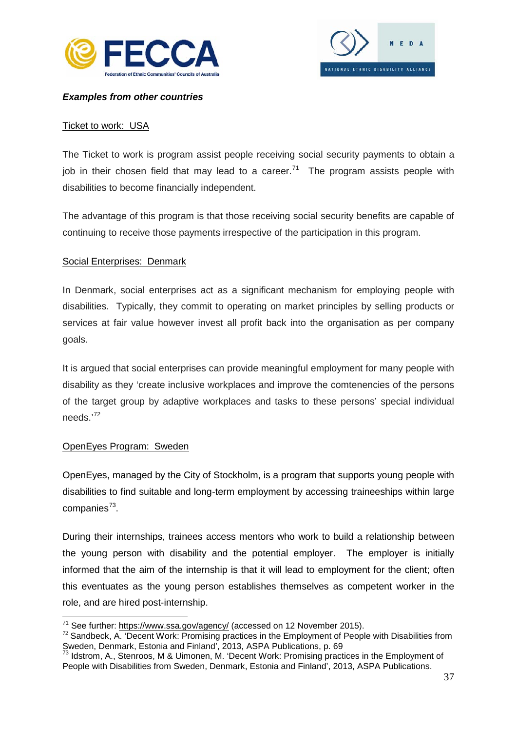***Examples from other countries***

Ticket to work: USA

The Ticket to work is program assist people receiving social security payments to obtain a job in their chosen field that may lead to a career.[71] The program assists people with disabilities to become financially independent.

The advantage of this program is that those receiving social security benefits are capable of continuing to receive those payments irrespective of the participation in this program.

Social Enterprises: Denmark

In Denmark, social enterprises act as a significant mechanism for employing people with disabilities. Typically, they commit to operating on market principles by selling products or services at fair value however invest all profit back into the organisation as per company goals.

It is argued that social enterprises can provide meaningful employment for many people with disability as they 'create inclusive workplaces and improve the comtenencies of the persons of the target group by adaptive workplaces and tasks to these persons' special individual needs.'[72]

OpenEyes Program: Sweden

OpenEyes, managed by the City of Stockholm, is a program that supports young people with disabilities to find suitable and long-term employment by accessing traineeships within large companies[73].

During their internships, trainees access mentors who work to build a relationship between the young person with disability and the potential employer. The employer is initially informed that the aim of the internship is that it will lead to employment for the client; often this eventuates as the young person establishes themselves as competent worker in the role, and are hired post-internship.

---

[71] See further: https://www.ssa.gov/agency/ (accessed on 12 November 2015).

[72] Sandbeck, A. 'Decent Work: Promising practices in the Employment of People with Disabilities from Sweden, Denmark, Estonia and Finland', 2013, ASPA Publications, p. 69

[73] Idstrom, A., Stenroos, M & Uimonen, M. 'Decent Work: Promising practices in the Employment of People with Disabilities from Sweden, Denmark, Estonia and Finland', 2013, ASPA Publications.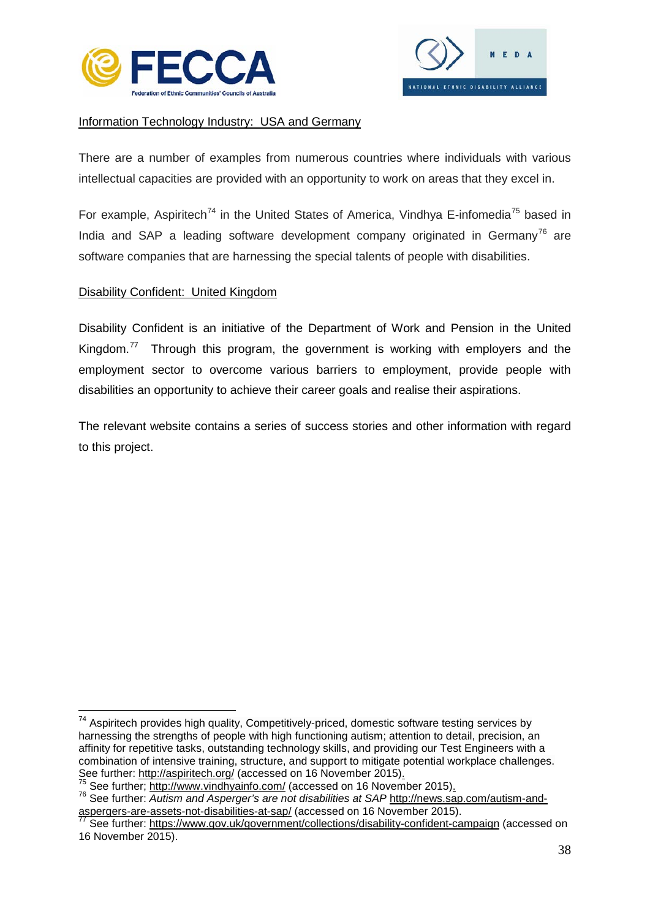Information Technology Industry: USA and Germany

There are a number of examples from numerous countries where individuals with various intellectual capacities are provided with an opportunity to work on areas that they excel in.

For example, Aspiritech[74] in the United States of America, Vindhya E-infomedia[75] based in India and SAP a leading software development company originated in Germany[76] are software companies that are harnessing the special talents of people with disabilities.

Disability Confident: United Kingdom

Disability Confident is an initiative of the Department of Work and Pension in the United Kingdom.[77] Through this program, the government is working with employers and the employment sector to overcome various barriers to employment, provide people with disabilities an opportunity to achieve their career goals and realise their aspirations.

The relevant website contains a series of success stories and other information with regard to this project.

---

[74] Aspiritech provides high quality, Competitively-priced, domestic software testing services by harnessing the strengths of people with high functioning autism; attention to detail, precision, an affinity for repetitive tasks, outstanding technology skills, and providing our Test Engineers with a combination of intensive training, structure, and support to mitigate potential workplace challenges. See further: http://aspiritech.org/ (accessed on 16 November 2015).

[75] See further; http://www.vindhyainfo.com/ (accessed on 16 November 2015).

[76] See further: *Autism and Asperger's are not disabilities at SAP* http://news.sap.com/autism-and-aspergers-are-assets-not-disabilities-at-sap/ (accessed on 16 November 2015).

[77] See further: https://www.gov.uk/government/collections/disability-confident-campaign (accessed on 16 November 2015).